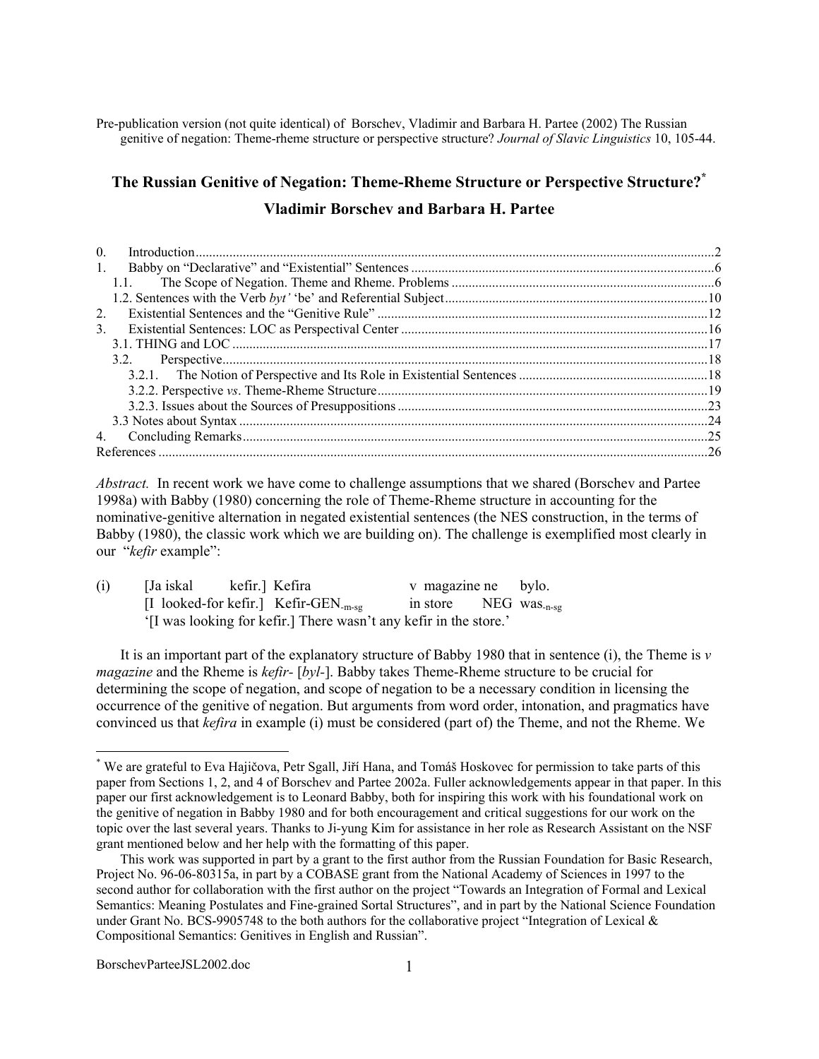Pre-publication version (not quite identical) of Borschev, Vladimir and Barbara H. Partee (2002) The Russian genitive of negation: Theme-rheme structure or perspective structure? *Journal of Slavic Linguistics* 10, 105-44.

# The Russian Genitive of Negation: Theme-Rheme Structure or Perspective Structure?*

## Vladimir Borschev and Barbara H. Partee

0. Introduction ..... 2
1. Babby on "Declarative" and "Existential" Sentences ..... 6
   1.1. The Scope of Negation. Theme and Rheme. Problems ..... 6
   1.2. Sentences with the Verb *byt'* 'be' and Referential Subject ..... 10
2. Existential Sentences and the "Genitive Rule" ..... 12
3. Existential Sentences: LOC as Perspectival Center ..... 16
   3.1. THING and LOC ..... 17
   3.2. Perspective ..... 18
      3.2.1. The Notion of Perspective and Its Role in Existential Sentences ..... 18
      3.2.2. Perspective *vs*. Theme-Rheme Structure ..... 19
      3.2.3. Issues about the Sources of Presuppositions ..... 23
   3.3 Notes about Syntax ..... 24
4. Concluding Remarks ..... 25

References ..... 26

*Abstract.* In recent work we have come to challenge assumptions that we shared (Borschev and Partee 1998a) with Babby (1980) concerning the role of Theme-Rheme structure in accounting for the nominative-genitive alternation in negated existential sentences (the NES construction, in the terms of Babby (1980), the classic work which we are building on). The challenge is exemplified most clearly in our "*kefir* example":

(i) [Ja iskal kefir.] Kefira v magazine ne bylo.
[I looked-for kefir.] Kefir-GEN$_{\text{-m-sg}}$ in store NEG was$_{\text{-n-sg}}$
'[I was looking for kefir.] There wasn't any kefir in the store.'

It is an important part of the explanatory structure of Babby 1980 that in sentence (i), the Theme is *v magazine* and the Rheme is *kefir-* [*byl-*]. Babby takes Theme-Rheme structure to be crucial for determining the scope of negation, and scope of negation to be a necessary condition in licensing the occurrence of the genitive of negation. But arguments from word order, intonation, and pragmatics have convinced us that *kefira* in example (i) must be considered (part of) the Theme, and not the Rheme. We

---

* We are grateful to Eva Hajičova, Petr Sgall, Jiří Hana, and Tomáš Hoskovec for permission to take parts of this paper from Sections 1, 2, and 4 of Borschev and Partee 2002a. Fuller acknowledgements appear in that paper. In this paper our first acknowledgement is to Leonard Babby, both for inspiring this work with his foundational work on the genitive of negation in Babby 1980 and for both encouragement and critical suggestions for our work on the topic over the last several years. Thanks to Ji-yung Kim for assistance in her role as Research Assistant on the NSF grant mentioned below and her help with the formatting of this paper.

This work was supported in part by a grant to the first author from the Russian Foundation for Basic Research, Project No. 96-06-80315a, in part by a COBASE grant from the National Academy of Sciences in 1997 to the second author for collaboration with the first author on the project "Towards an Integration of Formal and Lexical Semantics: Meaning Postulates and Fine-grained Sortal Structures", and in part by the National Science Foundation under Grant No. BCS-9905748 to the both authors for the collaborative project "Integration of Lexical & Compositional Semantics: Genitives in English and Russian".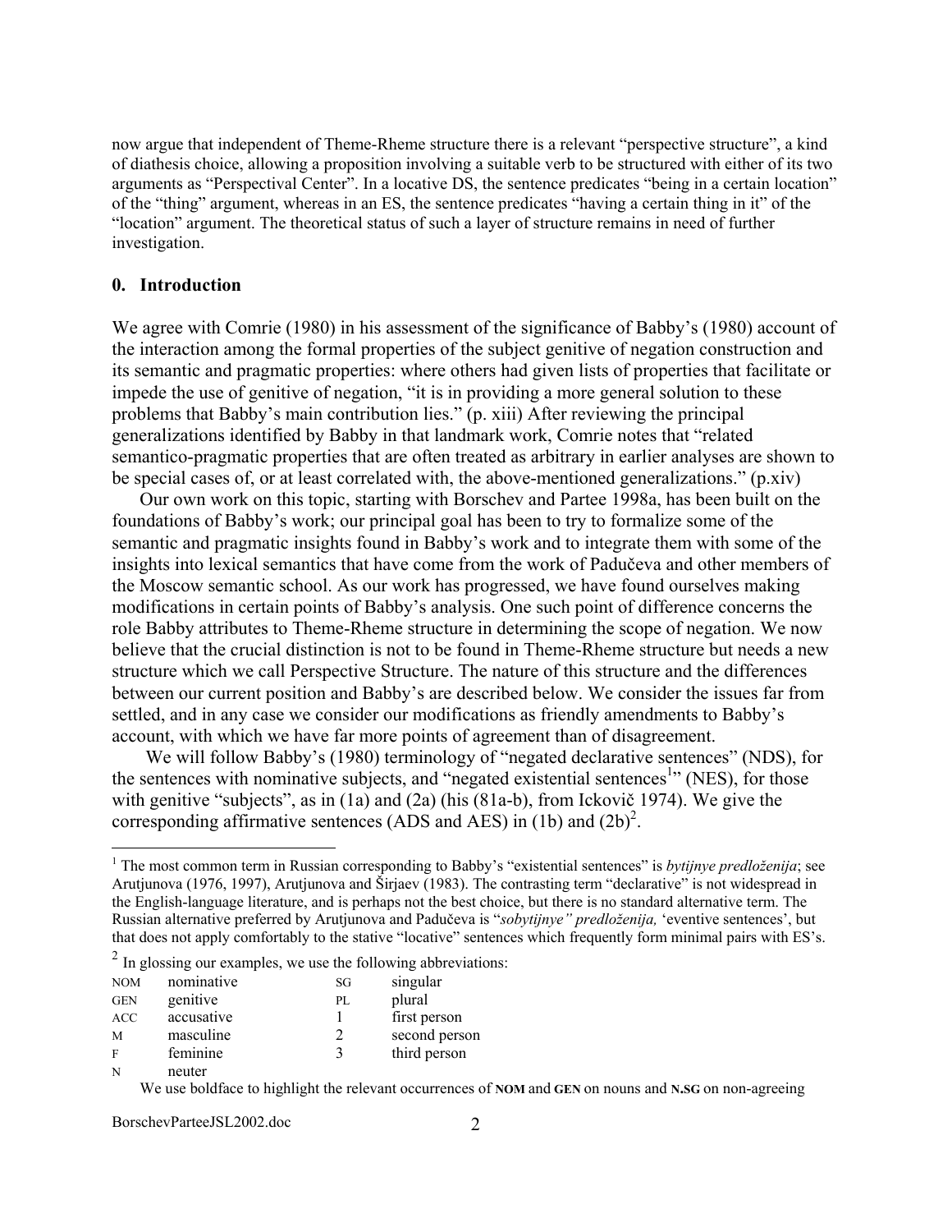now argue that independent of Theme-Rheme structure there is a relevant "perspective structure", a kind of diathesis choice, allowing a proposition involving a suitable verb to be structured with either of its two arguments as "Perspectival Center". In a locative DS, the sentence predicates "being in a certain location" of the "thing" argument, whereas in an ES, the sentence predicates "having a certain thing in it" of the "location" argument. The theoretical status of such a layer of structure remains in need of further investigation.

## 0. Introduction

We agree with Comrie (1980) in his assessment of the significance of Babby's (1980) account of the interaction among the formal properties of the subject genitive of negation construction and its semantic and pragmatic properties: where others had given lists of properties that facilitate or impede the use of genitive of negation, "it is in providing a more general solution to these problems that Babby's main contribution lies." (p. xiii) After reviewing the principal generalizations identified by Babby in that landmark work, Comrie notes that "related semantico-pragmatic properties that are often treated as arbitrary in earlier analyses are shown to be special cases of, or at least correlated with, the above-mentioned generalizations." (p.xiv)

Our own work on this topic, starting with Borschev and Partee 1998a, has been built on the foundations of Babby's work; our principal goal has been to try to formalize some of the semantic and pragmatic insights found in Babby's work and to integrate them with some of the insights into lexical semantics that have come from the work of Padučeva and other members of the Moscow semantic school. As our work has progressed, we have found ourselves making modifications in certain points of Babby's analysis. One such point of difference concerns the role Babby attributes to Theme-Rheme structure in determining the scope of negation. We now believe that the crucial distinction is not to be found in Theme-Rheme structure but needs a new structure which we call Perspective Structure. The nature of this structure and the differences between our current position and Babby's are described below. We consider the issues far from settled, and in any case we consider our modifications as friendly amendments to Babby's account, with which we have far more points of agreement than of disagreement.

We will follow Babby's (1980) terminology of "negated declarative sentences" (NDS), for the sentences with nominative subjects, and "negated existential sentences[1]" (NES), for those with genitive "subjects", as in (1a) and (2a) (his (81a-b), from Ickovič 1974). We give the corresponding affirmative sentences (ADS and AES) in (1b) and (2b)[2].

---

[1] The most common term in Russian corresponding to Babby's "existential sentences" is *bytijnye predloženija*; see Arutjunova (1976, 1997), Arutjunova and Širjaev (1983). The contrasting term "declarative" is not widespread in the English-language literature, and is perhaps not the best choice, but there is no standard alternative term. The Russian alternative preferred by Arutjunova and Padučeva is "*sobytijnye" predloženija,* 'eventive sentences', but that does not apply comfortably to the stative "locative" sentences which frequently form minimal pairs with ES's.

[2] In glossing our examples, we use the following abbreviations:

| | | | |
|---|---|---|---|
| NOM | nominative | SG | singular |
| GEN | genitive | PL | plural |
| ACC | accusative | 1 | first person |
| M | masculine | 2 | second person |
| F | feminine | 3 | third person |
| N | neuter | | |

We use boldface to highlight the relevant occurrences of **NOM** and **GEN** on nouns and **N.SG** on non-agreeing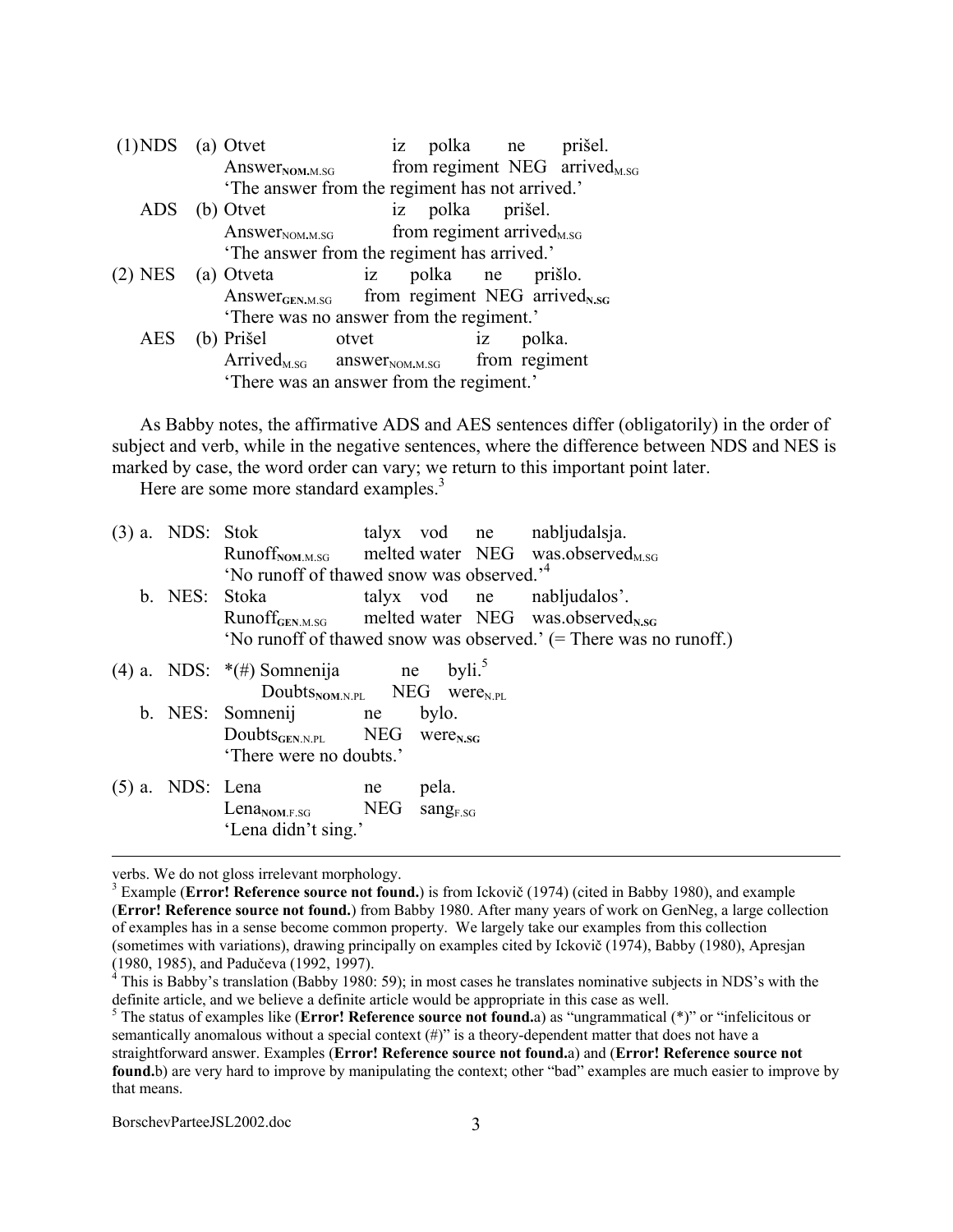(1) NDS (a) Otvet iz polka ne prišel.
Answer$_{\mathbf{NOM}.M.SG}$ from regiment NEG arrived$_{M.SG}$
'The answer from the regiment has not arrived.'

ADS (b) Otvet iz polka prišel.
Answer$_{NOM.M.SG}$ from regiment arrived$_{M.SG}$
'The answer from the regiment has arrived.'

(2) NES (a) Otveta iz polka ne prišlo.
Answer$_{\mathbf{GEN}.M.SG}$ from regiment NEG arrived$_{\mathbf{N.SG}}$
'There was no answer from the regiment.'

AES (b) Prišel otvet iz polka.
Arrived$_{M.SG}$ answer$_{NOM.M.SG}$ from regiment
'There was an answer from the regiment.'

As Babby notes, the affirmative ADS and AES sentences differ (obligatorily) in the order of subject and verb, while in the negative sentences, where the difference between NDS and NES is marked by case, the word order can vary; we return to this important point later.

Here are some more standard examples.[3]

(3) a. NDS: Stok talyx vod ne nabljudalsja.
Runoff$_{\mathbf{NOM}.M.SG}$ melted water NEG was.observed$_{M.SG}$
'No runoff of thawed snow was observed.'[4]

b. NES: Stoka talyx vod ne nabljudalos'.
Runoff$_{\mathbf{GEN}.M.SG}$ melted water NEG was.observed$_{\mathbf{N.SG}}$
'No runoff of thawed snow was observed.' (= There was no runoff.)

(4) a. NDS: *(#) Somnenija ne byli.[5]
Doubts$_{\mathbf{NOM}.N.PL}$ NEG were$_{N.PL}$

b. NES: Somnenij ne bylo.
Doubts$_{\mathbf{GEN}.N.PL}$ NEG were$_{\mathbf{N.SG}}$
'There were no doubts.'

(5) a. NDS: Lena ne pela.
Lena$_{\mathbf{NOM}.F.SG}$ NEG sang$_{F.SG}$
'Lena didn't sing.'

---

verbs. We do not gloss irrelevant morphology.

[3] Example (**Error! Reference source not found.**) is from Ickovič (1974) (cited in Babby 1980), and example (**Error! Reference source not found.**) from Babby 1980. After many years of work on GenNeg, a large collection of examples has in a sense become common property. We largely take our examples from this collection (sometimes with variations), drawing principally on examples cited by Ickovič (1974), Babby (1980), Apresjan (1980, 1985), and Padučeva (1992, 1997).

[4] This is Babby's translation (Babby 1980: 59); in most cases he translates nominative subjects in NDS's with the definite article, and we believe a definite article would be appropriate in this case as well.

[5] The status of examples like (**Error! Reference source not found.**a) as "ungrammatical (*)" or "infelicitous or semantically anomalous without a special context (#)" is a theory-dependent matter that does not have a straightforward answer. Examples (**Error! Reference source not found.**a) and (**Error! Reference source not found.**b) are very hard to improve by manipulating the context; other "bad" examples are much easier to improve by that means.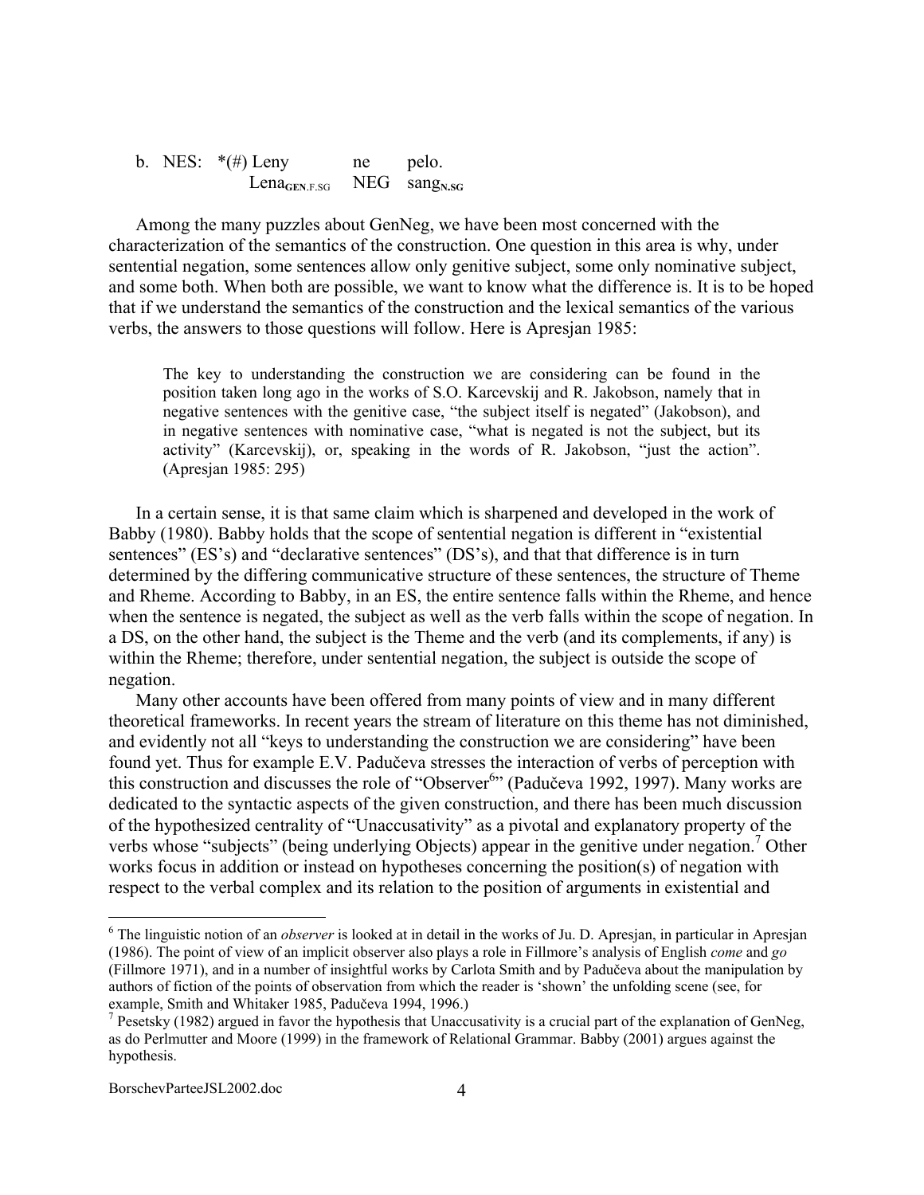b. NES: *(#) Leny ne pelo.
   $\text{Lena}_{\textbf{GEN}.\text{F.SG}}$ NEG $\text{sang}_{\textbf{N.SG}}$

Among the many puzzles about GenNeg, we have been most concerned with the characterization of the semantics of the construction. One question in this area is why, under sentential negation, some sentences allow only genitive subject, some only nominative subject, and some both. When both are possible, we want to know what the difference is. It is to be hoped that if we understand the semantics of the construction and the lexical semantics of the various verbs, the answers to those questions will follow. Here is Apresjan 1985:

> The key to understanding the construction we are considering can be found in the position taken long ago in the works of S.O. Karcevskij and R. Jakobson, namely that in negative sentences with the genitive case, "the subject itself is negated" (Jakobson), and in negative sentences with nominative case, "what is negated is not the subject, but its activity" (Karcevskij), or, speaking in the words of R. Jakobson, "just the action". (Apresjan 1985: 295)

In a certain sense, it is that same claim which is sharpened and developed in the work of Babby (1980). Babby holds that the scope of sentential negation is different in "existential sentences" (ES's) and "declarative sentences" (DS's), and that that difference is in turn determined by the differing communicative structure of these sentences, the structure of Theme and Rheme. According to Babby, in an ES, the entire sentence falls within the Rheme, and hence when the sentence is negated, the subject as well as the verb falls within the scope of negation. In a DS, on the other hand, the subject is the Theme and the verb (and its complements, if any) is within the Rheme; therefore, under sentential negation, the subject is outside the scope of negation.

Many other accounts have been offered from many points of view and in many different theoretical frameworks. In recent years the stream of literature on this theme has not diminished, and evidently not all "keys to understanding the construction we are considering" have been found yet. Thus for example E.V. Padučeva stresses the interaction of verbs of perception with this construction and discusses the role of "Observer[6]" (Padučeva 1992, 1997). Many works are dedicated to the syntactic aspects of the given construction, and there has been much discussion of the hypothesized centrality of "Unaccusativity" as a pivotal and explanatory property of the verbs whose "subjects" (being underlying Objects) appear in the genitive under negation.[7] Other works focus in addition or instead on hypotheses concerning the position(s) of negation with respect to the verbal complex and its relation to the position of arguments in existential and

---

[6] The linguistic notion of an *observer* is looked at in detail in the works of Ju. D. Apresjan, in particular in Apresjan (1986). The point of view of an implicit observer also plays a role in Fillmore's analysis of English *come* and *go* (Fillmore 1971), and in a number of insightful works by Carlota Smith and by Padučeva about the manipulation by authors of fiction of the points of observation from which the reader is 'shown' the unfolding scene (see, for example, Smith and Whitaker 1985, Padučeva 1994, 1996.)

[7] Pesetsky (1982) argued in favor the hypothesis that Unaccusativity is a crucial part of the explanation of GenNeg, as do Perlmutter and Moore (1999) in the framework of Relational Grammar. Babby (2001) argues against the hypothesis.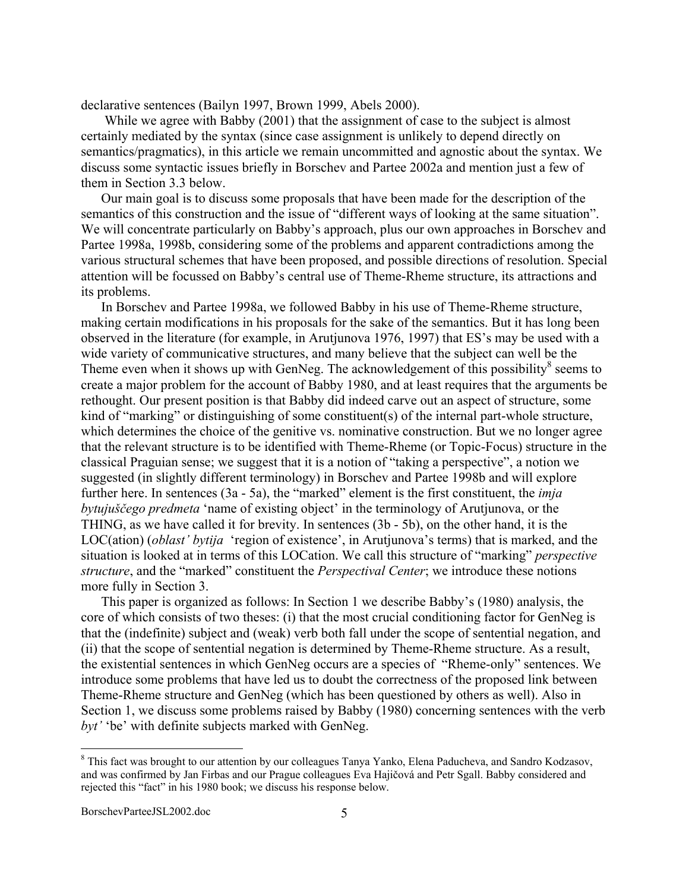declarative sentences (Bailyn 1997, Brown 1999, Abels 2000).

While we agree with Babby (2001) that the assignment of case to the subject is almost certainly mediated by the syntax (since case assignment is unlikely to depend directly on semantics/pragmatics), in this article we remain uncommitted and agnostic about the syntax. We discuss some syntactic issues briefly in Borschev and Partee 2002a and mention just a few of them in Section 3.3 below.

Our main goal is to discuss some proposals that have been made for the description of the semantics of this construction and the issue of "different ways of looking at the same situation". We will concentrate particularly on Babby's approach, plus our own approaches in Borschev and Partee 1998a, 1998b, considering some of the problems and apparent contradictions among the various structural schemes that have been proposed, and possible directions of resolution. Special attention will be focussed on Babby's central use of Theme-Rheme structure, its attractions and its problems.

In Borschev and Partee 1998a, we followed Babby in his use of Theme-Rheme structure, making certain modifications in his proposals for the sake of the semantics. But it has long been observed in the literature (for example, in Arutjunova 1976, 1997) that ES's may be used with a wide variety of communicative structures, and many believe that the subject can well be the Theme even when it shows up with GenNeg. The acknowledgement of this possibility[8] seems to create a major problem for the account of Babby 1980, and at least requires that the arguments be rethought. Our present position is that Babby did indeed carve out an aspect of structure, some kind of "marking" or distinguishing of some constituent(s) of the internal part-whole structure, which determines the choice of the genitive vs. nominative construction. But we no longer agree that the relevant structure is to be identified with Theme-Rheme (or Topic-Focus) structure in the classical Praguian sense; we suggest that it is a notion of "taking a perspective", a notion we suggested (in slightly different terminology) in Borschev and Partee 1998b and will explore further here. In sentences (3a - 5a), the "marked" element is the first constituent, the *imja bytujuščego predmeta* 'name of existing object' in the terminology of Arutjunova, or the THING, as we have called it for brevity. In sentences (3b - 5b), on the other hand, it is the LOC(ation) (*oblast' bytija* 'region of existence', in Arutjunova's terms) that is marked, and the situation is looked at in terms of this LOCation. We call this structure of "marking" *perspective structure*, and the "marked" constituent the *Perspectival Center*; we introduce these notions more fully in Section 3.

This paper is organized as follows: In Section 1 we describe Babby's (1980) analysis, the core of which consists of two theses: (i) that the most crucial conditioning factor for GenNeg is that the (indefinite) subject and (weak) verb both fall under the scope of sentential negation, and (ii) that the scope of sentential negation is determined by Theme-Rheme structure. As a result, the existential sentences in which GenNeg occurs are a species of "Rheme-only" sentences. We introduce some problems that have led us to doubt the correctness of the proposed link between Theme-Rheme structure and GenNeg (which has been questioned by others as well). Also in Section 1, we discuss some problems raised by Babby (1980) concerning sentences with the verb *byt'* 'be' with definite subjects marked with GenNeg.

---

[8] This fact was brought to our attention by our colleagues Tanya Yanko, Elena Paducheva, and Sandro Kodzasov, and was confirmed by Jan Firbas and our Prague colleagues Eva Hajičová and Petr Sgall. Babby considered and rejected this "fact" in his 1980 book; we discuss his response below.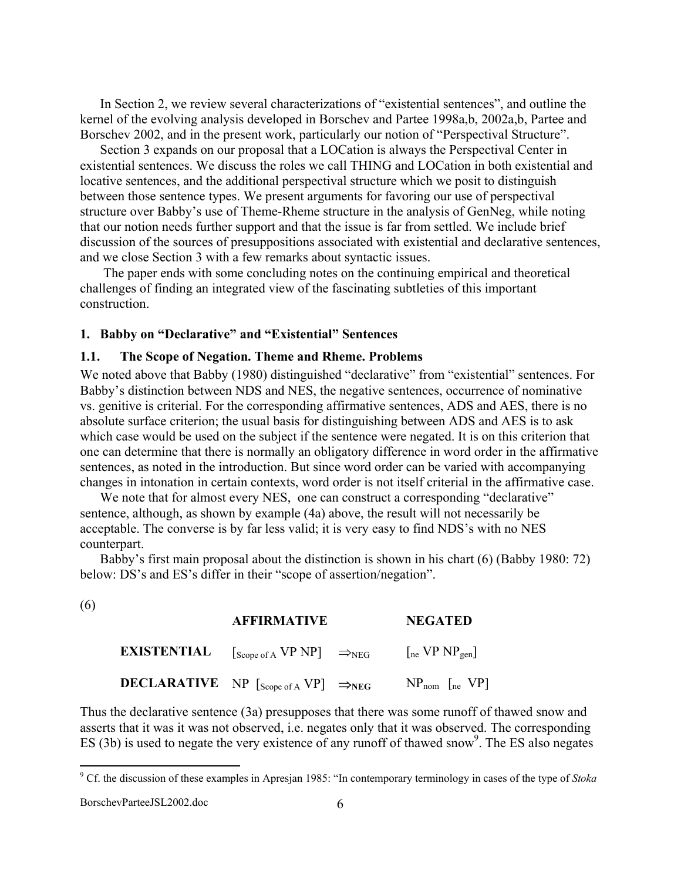In Section 2, we review several characterizations of "existential sentences", and outline the kernel of the evolving analysis developed in Borschev and Partee 1998a,b, 2002a,b, Partee and Borschev 2002, and in the present work, particularly our notion of "Perspectival Structure".

Section 3 expands on our proposal that a LOCation is always the Perspectival Center in existential sentences. We discuss the roles we call THING and LOCation in both existential and locative sentences, and the additional perspectival structure which we posit to distinguish between those sentence types. We present arguments for favoring our use of perspectival structure over Babby's use of Theme-Rheme structure in the analysis of GenNeg, while noting that our notion needs further support and that the issue is far from settled. We include brief discussion of the sources of presuppositions associated with existential and declarative sentences, and we close Section 3 with a few remarks about syntactic issues.

The paper ends with some concluding notes on the continuing empirical and theoretical challenges of finding an integrated view of the fascinating subtleties of this important construction.

## 1. Babby on "Declarative" and "Existential" Sentences

### 1.1. The Scope of Negation. Theme and Rheme. Problems

We noted above that Babby (1980) distinguished "declarative" from "existential" sentences. For Babby's distinction between NDS and NES, the negative sentences, occurrence of nominative vs. genitive is criterial. For the corresponding affirmative sentences, ADS and AES, there is no absolute surface criterion; the usual basis for distinguishing between ADS and AES is to ask which case would be used on the subject if the sentence were negated. It is on this criterion that one can determine that there is normally an obligatory difference in word order in the affirmative sentences, as noted in the introduction. But since word order can be varied with accompanying changes in intonation in certain contexts, word order is not itself criterial in the affirmative case.

We note that for almost every NES, one can construct a corresponding "declarative" sentence, although, as shown by example (4a) above, the result will not necessarily be acceptable. The converse is by far less valid; it is very easy to find NDS's with no NES counterpart.

Babby's first main proposal about the distinction is shown in his chart (6) (Babby 1980: 72) below: DS's and ES's differ in their "scope of assertion/negation".

(6)

| | AFFIRMATIVE | | NEGATED |
|---|---|---|---|
| **EXISTENTIAL** | $[_{\text{Scope of A}}$ VP NP$]$ | $\Rightarrow_{\text{NEG}}$ | $[_{\text{ne}}$ VP NP$_{\text{gen}}]$ |
| **DECLARATIVE** | NP $[_{\text{Scope of A}}$ VP$]$ | $\Rightarrow_{\textbf{NEG}}$ | NP$_{\text{nom}}$ $[_{\text{ne}}$ VP$]$ |

Thus the declarative sentence (3a) presupposes that there was some runoff of thawed snow and asserts that it was it was not observed, i.e. negates only that it was observed. The corresponding ES (3b) is used to negate the very existence of any runoff of thawed snow[9]. The ES also negates

---

[9] Cf. the discussion of these examples in Apresjan 1985: "In contemporary terminology in cases of the type of *Stoka*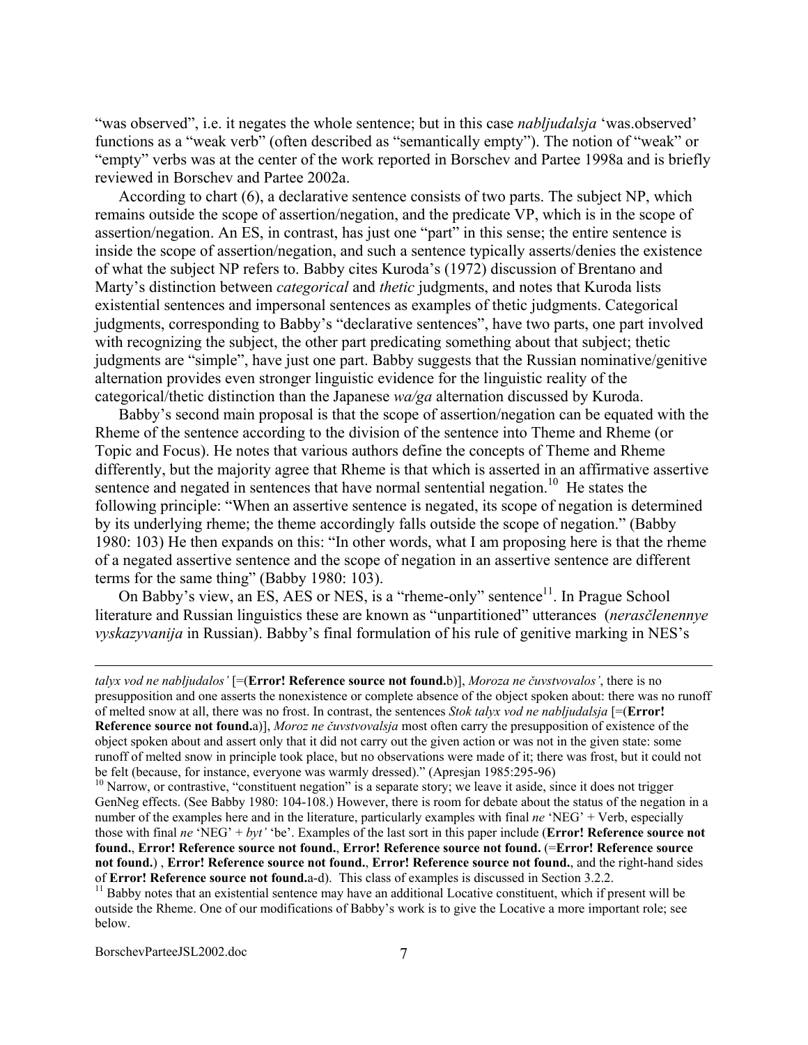"was observed", i.e. it negates the whole sentence; but in this case *nabljudalsja* 'was.observed' functions as a "weak verb" (often described as "semantically empty"). The notion of "weak" or "empty" verbs was at the center of the work reported in Borschev and Partee 1998a and is briefly reviewed in Borschev and Partee 2002a.

According to chart (6), a declarative sentence consists of two parts. The subject NP, which remains outside the scope of assertion/negation, and the predicate VP, which is in the scope of assertion/negation. An ES, in contrast, has just one "part" in this sense; the entire sentence is inside the scope of assertion/negation, and such a sentence typically asserts/denies the existence of what the subject NP refers to. Babby cites Kuroda's (1972) discussion of Brentano and Marty's distinction between *categorical* and *thetic* judgments, and notes that Kuroda lists existential sentences and impersonal sentences as examples of thetic judgments. Categorical judgments, corresponding to Babby's "declarative sentences", have two parts, one part involved with recognizing the subject, the other part predicating something about that subject; thetic judgments are "simple", have just one part. Babby suggests that the Russian nominative/genitive alternation provides even stronger linguistic evidence for the linguistic reality of the categorical/thetic distinction than the Japanese *wa/ga* alternation discussed by Kuroda.

Babby's second main proposal is that the scope of assertion/negation can be equated with the Rheme of the sentence according to the division of the sentence into Theme and Rheme (or Topic and Focus). He notes that various authors define the concepts of Theme and Rheme differently, but the majority agree that Rheme is that which is asserted in an affirmative assertive sentence and negated in sentences that have normal sentential negation.[10] He states the following principle: "When an assertive sentence is negated, its scope of negation is determined by its underlying rheme; the theme accordingly falls outside the scope of negation." (Babby 1980: 103) He then expands on this: "In other words, what I am proposing here is that the rheme of a negated assertive sentence and the scope of negation in an assertive sentence are different terms for the same thing" (Babby 1980: 103).

On Babby's view, an ES, AES or NES, is a "rheme-only" sentence[11]. In Prague School literature and Russian linguistics these are known as "unpartitioned" utterances (*nerasčlenennye vyskazyvanija* in Russian). Babby's final formulation of his rule of genitive marking in NES's

---

*talyx vod ne nabljudalos'* [=(**Error! Reference source not found.**b)], *Moroza ne čuvstvovalos'*, there is no presupposition and one asserts the nonexistence or complete absence of the object spoken about: there was no runoff of melted snow at all, there was no frost. In contrast, the sentences *Stok talyx vod ne nabljudalsja* [=(**Error! Reference source not found.**a)], *Moroz ne čuvstvovalsja* most often carry the presupposition of existence of the object spoken about and assert only that it did not carry out the given action or was not in the given state: some runoff of melted snow in principle took place, but no observations were made of it; there was frost, but it could not be felt (because, for instance, everyone was warmly dressed)." (Apresjan 1985:295-96)

[10] Narrow, or contrastive, "constituent negation" is a separate story; we leave it aside, since it does not trigger GenNeg effects. (See Babby 1980: 104-108.) However, there is room for debate about the status of the negation in a number of the examples here and in the literature, particularly examples with final *ne* 'NEG' + Verb, especially those with final *ne* 'NEG' + *byt'* 'be'. Examples of the last sort in this paper include (**Error! Reference source not found.**, **Error! Reference source not found.**, **Error! Reference source not found.** (=**Error! Reference source not found.**) , **Error! Reference source not found.**, **Error! Reference source not found.**, and the right-hand sides of **Error! Reference source not found.**a-d). This class of examples is discussed in Section 3.2.2.

[11] Babby notes that an existential sentence may have an additional Locative constituent, which if present will be outside the Rheme. One of our modifications of Babby's work is to give the Locative a more important role; see below.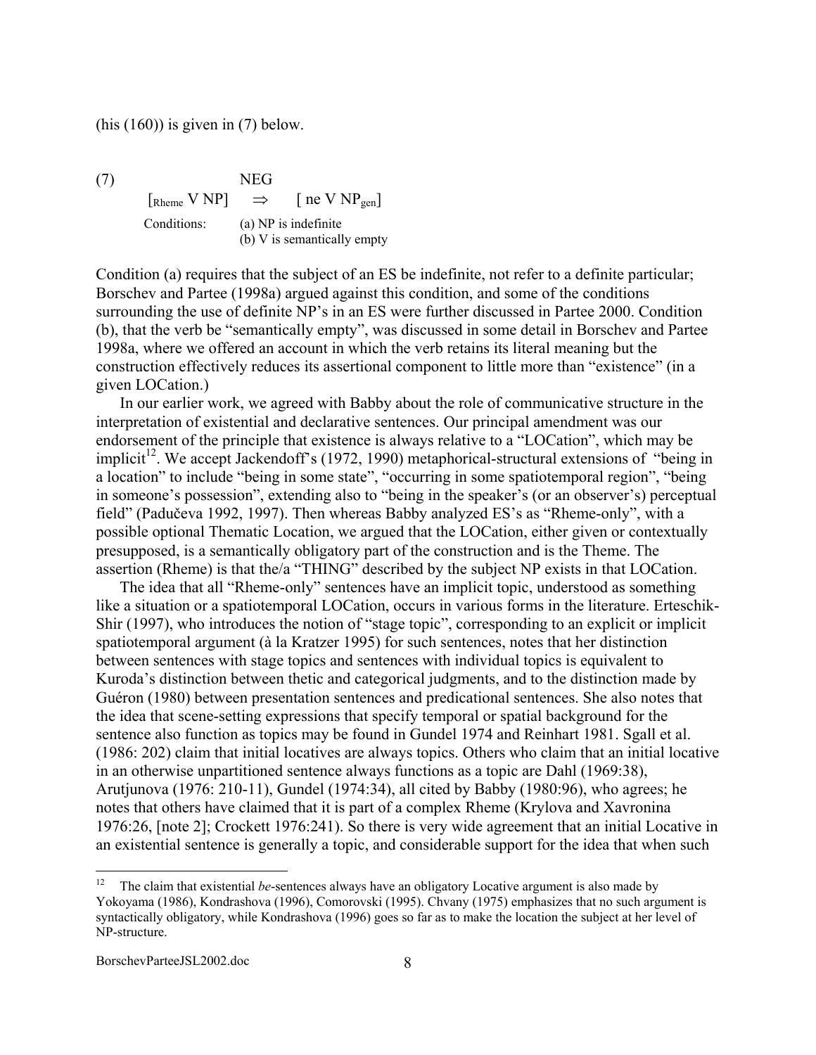(his (160)) is given in (7) below.

(7)

$$
\begin{array}{ccc}
 & \text{NEG} & \\
[_{\text{Rheme}}\ \text{V NP}] & \Rightarrow & [\ \text{ne V NP}_{\text{gen}}]
\end{array}
$$

Conditions: (a) NP is indefinite
(b) V is semantically empty

Condition (a) requires that the subject of an ES be indefinite, not refer to a definite particular; Borschev and Partee (1998a) argued against this condition, and some of the conditions surrounding the use of definite NP's in an ES were further discussed in Partee 2000. Condition (b), that the verb be "semantically empty", was discussed in some detail in Borschev and Partee 1998a, where we offered an account in which the verb retains its literal meaning but the construction effectively reduces its assertional component to little more than "existence" (in a given LOCation.)

In our earlier work, we agreed with Babby about the role of communicative structure in the interpretation of existential and declarative sentences. Our principal amendment was our endorsement of the principle that existence is always relative to a "LOCation", which may be implicit[12]. We accept Jackendoff's (1972, 1990) metaphorical-structural extensions of "being in a location" to include "being in some state", "occurring in some spatiotemporal region", "being in someone's possession", extending also to "being in the speaker's (or an observer's) perceptual field" (Padučeva 1992, 1997). Then whereas Babby analyzed ES's as "Rheme-only", with a possible optional Thematic Location, we argued that the LOCation, either given or contextually presupposed, is a semantically obligatory part of the construction and is the Theme. The assertion (Rheme) is that the/a "THING" described by the subject NP exists in that LOCation.

The idea that all "Rheme-only" sentences have an implicit topic, understood as something like a situation or a spatiotemporal LOCation, occurs in various forms in the literature. Erteschik-Shir (1997), who introduces the notion of "stage topic", corresponding to an explicit or implicit spatiotemporal argument (à la Kratzer 1995) for such sentences, notes that her distinction between sentences with stage topics and sentences with individual topics is equivalent to Kuroda's distinction between thetic and categorical judgments, and to the distinction made by Guéron (1980) between presentation sentences and predicational sentences. She also notes that the idea that scene-setting expressions that specify temporal or spatial background for the sentence also function as topics may be found in Gundel 1974 and Reinhart 1981. Sgall et al. (1986: 202) claim that initial locatives are always topics. Others who claim that an initial locative in an otherwise unpartitioned sentence always functions as a topic are Dahl (1969:38), Arutjunova (1976: 210-11), Gundel (1974:34), all cited by Babby (1980:96), who agrees; he notes that others have claimed that it is part of a complex Rheme (Krylova and Xavronina 1976:26, [note 2]; Crockett 1976:241). So there is very wide agreement that an initial Locative in an existential sentence is generally a topic, and considerable support for the idea that when such

---

[12] The claim that existential *be*-sentences always have an obligatory Locative argument is also made by Yokoyama (1986), Kondrashova (1996), Comorovski (1995). Chvany (1975) emphasizes that no such argument is syntactically obligatory, while Kondrashova (1996) goes so far as to make the location the subject at her level of NP-structure.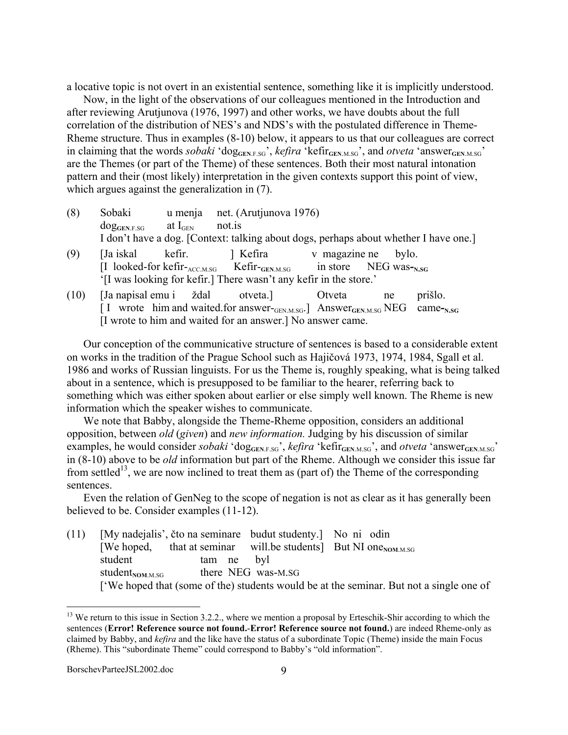a locative topic is not overt in an existential sentence, something like it is implicitly understood.

Now, in the light of the observations of our colleagues mentioned in the Introduction and after reviewing Arutjunova (1976, 1997) and other works, we have doubts about the full correlation of the distribution of NES's and NDS's with the postulated difference in Theme-Rheme structure. Thus in examples (8-10) below, it appears to us that our colleagues are correct in claiming that the words *sobaki* 'dog$_{\textbf{GEN}.\text{F.SG}}$', *kefira* 'kefir$_{\textbf{GEN}.\text{M.SG}}$', and *otveta* 'answer$_{\textbf{GEN}.\text{M.SG}}$' are the Themes (or part of the Theme) of these sentences. Both their most natural intonation pattern and their (most likely) interpretation in the given contexts support this point of view, which argues against the generalization in (7).

(8) Sobaki u menja net. (Arutjunova 1976)
dog$_{\textbf{GEN}.\text{F.SG}}$ at I$_{\text{GEN}}$ not.is
I don't have a dog. [Context: talking about dogs, perhaps about whether I have one.]

(9) [Ja iskal kefir. ] Kefira v magazine ne bylo.
[I looked-for kefir-$_{\text{ACC.M.SG}}$ Kefir-$_{\textbf{GEN}.\text{M.SG}}$ in store NEG was-$_{\textbf{N.SG}}$
'[I was looking for kefir.] There wasn't any kefir in the store.'

(10) [Ja napisal emu i ždal otveta.] Otveta ne prišlo.
[ I wrote him and waited.for answer-$_{\text{GEN.M.SG}}$.] Answer$_{\textbf{GEN}.\text{M.SG}}$ NEG came-$_{\textbf{N.SG}}$
[I wrote to him and waited for an answer.] No answer came.

Our conception of the communicative structure of sentences is based to a considerable extent on works in the tradition of the Prague School such as Hajičová 1973, 1974, 1984, Sgall et al. 1986 and works of Russian linguists. For us the Theme is, roughly speaking, what is being talked about in a sentence, which is presupposed to be familiar to the hearer, referring back to something which was either spoken about earlier or else simply well known. The Rheme is new information which the speaker wishes to communicate.

We note that Babby, alongside the Theme-Rheme opposition, considers an additional opposition, between *old* (*given*) and *new information.* Judging by his discussion of similar examples, he would consider *sobaki* 'dog$_{\textbf{GEN}.\text{F.SG}}$', *kefira* 'kefir$_{\textbf{GEN}.\text{M.SG}}$', and *otveta* 'answer$_{\textbf{GEN}.\text{M.SG}}$' in (8-10) above to be *old* information but part of the Rheme. Although we consider this issue far from settled[13], we are now inclined to treat them as (part of) the Theme of the corresponding sentences.

Even the relation of GenNeg to the scope of negation is not as clear as it has generally been believed to be. Consider examples (11-12).

(11) [My nadejalis', čto na seminare budut studenty.] No ni odin student tam ne byl
[We hoped, that at seminar will.be students] But NI one$_{\textbf{NOM}.\text{M.SG}}$ student$_{\textbf{NOM}.\text{M.SG}}$ there NEG was-M.SG
['We hoped that (some of the) students would be at the seminar. But not a single one of

---

[13] We return to this issue in Section 3.2.2., where we mention a proposal by Erteschik-Shir according to which the sentences (**Error! Reference source not found.**-**Error! Reference source not found.**) are indeed Rheme-only as claimed by Babby, and *kefira* and the like have the status of a subordinate Topic (Theme) inside the main Focus (Rheme). This "subordinate Theme" could correspond to Babby's "old information".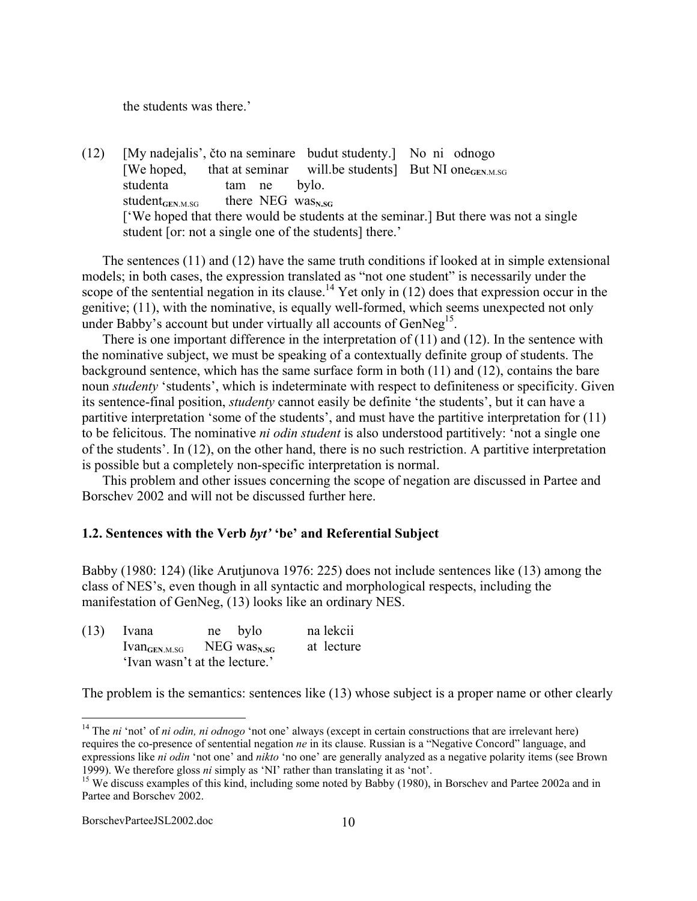the students was there.'

(12) [My nadejalis', čto na seminare budut studenty.] No ni odnogo
[We hoped, that at seminar will.be students] But NI one**GEN**.M.SG
studenta tam ne bylo.
student**GEN**.M.SG there NEG was**N.SG**
['We hoped that there would be students at the seminar.] But there was not a single student [or: not a single one of the students] there.'

The sentences (11) and (12) have the same truth conditions if looked at in simple extensional models; in both cases, the expression translated as "not one student" is necessarily under the scope of the sentential negation in its clause.[14] Yet only in (12) does that expression occur in the genitive; (11), with the nominative, is equally well-formed, which seems unexpected not only under Babby's account but under virtually all accounts of GenNeg[15].

There is one important difference in the interpretation of (11) and (12). In the sentence with the nominative subject, we must be speaking of a contextually definite group of students. The background sentence, which has the same surface form in both (11) and (12), contains the bare noun *studenty* 'students', which is indeterminate with respect to definiteness or specificity. Given its sentence-final position, *studenty* cannot easily be definite 'the students', but it can have a partitive interpretation 'some of the students', and must have the partitive interpretation for (11) to be felicitous. The nominative *ni odin student* is also understood partitively: 'not a single one of the students'. In (12), on the other hand, there is no such restriction. A partitive interpretation is possible but a completely non-specific interpretation is normal.

This problem and other issues concerning the scope of negation are discussed in Partee and Borschev 2002 and will not be discussed further here.

### 1.2. Sentences with the Verb *byt'* 'be' and Referential Subject

Babby (1980: 124) (like Arutjunova 1976: 225) does not include sentences like (13) among the class of NES's, even though in all syntactic and morphological respects, including the manifestation of GenNeg, (13) looks like an ordinary NES.

(13) Ivana ne bylo na lekcii
Ivan**GEN**.M.SG NEG was**N.SG** at lecture
'Ivan wasn't at the lecture.'

The problem is the semantics: sentences like (13) whose subject is a proper name or other clearly

---

[14] The *ni* 'not' of *ni odin, ni odnogo* 'not one' always (except in certain constructions that are irrelevant here) requires the co-presence of sentential negation *ne* in its clause. Russian is a "Negative Concord" language, and expressions like *ni odin* 'not one' and *nikto* 'no one' are generally analyzed as a negative polarity items (see Brown 1999). We therefore gloss *ni* simply as 'NI' rather than translating it as 'not'.

[15] We discuss examples of this kind, including some noted by Babby (1980), in Borschev and Partee 2002a and in Partee and Borschev 2002.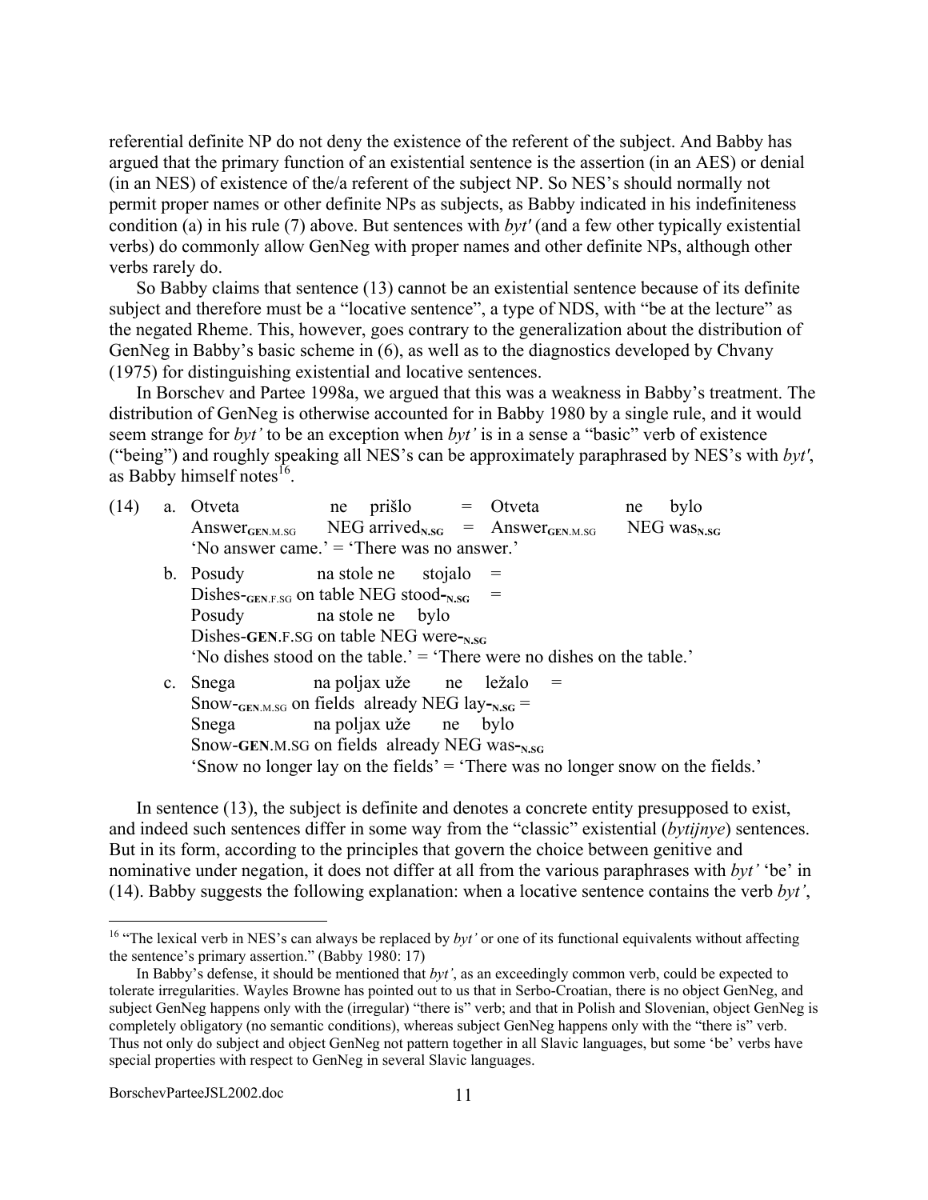referential definite NP do not deny the existence of the referent of the subject. And Babby has argued that the primary function of an existential sentence is the assertion (in an AES) or denial (in an NES) of existence of the/a referent of the subject NP. So NES's should normally not permit proper names or other definite NPs as subjects, as Babby indicated in his indefiniteness condition (a) in his rule (7) above. But sentences with *byt′* (and a few other typically existential verbs) do commonly allow GenNeg with proper names and other definite NPs, although other verbs rarely do.

So Babby claims that sentence (13) cannot be an existential sentence because of its definite subject and therefore must be a "locative sentence", a type of NDS, with "be at the lecture" as the negated Rheme. This, however, goes contrary to the generalization about the distribution of GenNeg in Babby's basic scheme in (6), as well as to the diagnostics developed by Chvany (1975) for distinguishing existential and locative sentences.

In Borschev and Partee 1998a, we argued that this was a weakness in Babby's treatment. The distribution of GenNeg is otherwise accounted for in Babby 1980 by a single rule, and it would seem strange for *byt'* to be an exception when *byt'* is in a sense a "basic" verb of existence ("being") and roughly speaking all NES's can be approximately paraphrased by NES's with *byt′*, as Babby himself notes[16].

(14) a. Otveta ne prišlo = Otveta ne bylo
Answer$_{\mathbf{GEN}.\mathrm{M.SG}}$ NEG arrived$_{\mathbf{N.SG}}$ = Answer$_{\mathbf{GEN}.\mathrm{M.SG}}$ NEG was$_{\mathbf{N.SG}}$
'No answer came.' = 'There was no answer.'

b. Posudy na stole ne stojalo =
Dishes-$_{\mathbf{GEN}.\mathrm{F.SG}}$ on table NEG stood-$_{\mathbf{N.SG}}$ =
Posudy na stole ne bylo
Dishes-**GEN**.F.SG on table NEG were-$_{\mathbf{N.SG}}$
'No dishes stood on the table.' = 'There were no dishes on the table.'

c. Snega na poljax uže ne ležalo =
Snow-$_{\mathbf{GEN}.\mathrm{M.SG}}$ on fields already NEG lay-$_{\mathbf{N.SG}}$ =
Snega na poljax uže ne bylo
Snow-**GEN**.M.SG on fields already NEG was-$_{\mathbf{N.SG}}$
'Snow no longer lay on the fields' = 'There was no longer snow on the fields.'

In sentence (13), the subject is definite and denotes a concrete entity presupposed to exist, and indeed such sentences differ in some way from the "classic" existential (*bytijnye*) sentences. But in its form, according to the principles that govern the choice between genitive and nominative under negation, it does not differ at all from the various paraphrases with *byt'* 'be' in (14). Babby suggests the following explanation: when a locative sentence contains the verb *byt'*,

---

[16] "The lexical verb in NES's can always be replaced by *byt'* or one of its functional equivalents without affecting the sentence's primary assertion." (Babby 1980: 17)

In Babby's defense, it should be mentioned that *byt'*, as an exceedingly common verb, could be expected to tolerate irregularities. Wayles Browne has pointed out to us that in Serbo-Croatian, there is no object GenNeg, and subject GenNeg happens only with the (irregular) "there is" verb; and that in Polish and Slovenian, object GenNeg is completely obligatory (no semantic conditions), whereas subject GenNeg happens only with the "there is" verb. Thus not only do subject and object GenNeg not pattern together in all Slavic languages, but some 'be' verbs have special properties with respect to GenNeg in several Slavic languages.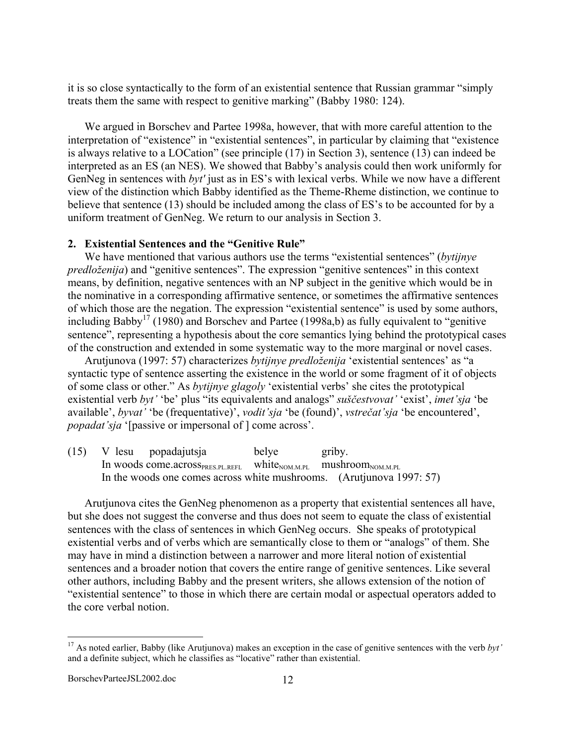it is so close syntactically to the form of an existential sentence that Russian grammar "simply treats them the same with respect to genitive marking" (Babby 1980: 124).

We argued in Borschev and Partee 1998a, however, that with more careful attention to the interpretation of "existence" in "existential sentences", in particular by claiming that "existence is always relative to a LOCation" (see principle (17) in Section 3), sentence (13) can indeed be interpreted as an ES (an NES). We showed that Babby's analysis could then work uniformly for GenNeg in sentences with *byt'* just as in ES's with lexical verbs. While we now have a different view of the distinction which Babby identified as the Theme-Rheme distinction, we continue to believe that sentence (13) should be included among the class of ES's to be accounted for by a uniform treatment of GenNeg. We return to our analysis in Section 3.

## 2. Existential Sentences and the "Genitive Rule"

We have mentioned that various authors use the terms "existential sentences" (*bytijnye predloženija*) and "genitive sentences". The expression "genitive sentences" in this context means, by definition, negative sentences with an NP subject in the genitive which would be in the nominative in a corresponding affirmative sentence, or sometimes the affirmative sentences of which those are the negation. The expression "existential sentence" is used by some authors, including Babby[17] (1980) and Borschev and Partee (1998a,b) as fully equivalent to "genitive sentence", representing a hypothesis about the core semantics lying behind the prototypical cases of the construction and extended in some systematic way to the more marginal or novel cases.

Arutjunova (1997: 57) characterizes *bytijnye predloženija* 'existential sentences' as "a syntactic type of sentence asserting the existence in the world or some fragment of it of objects of some class or other." As *bytijnye glagoly* 'existential verbs' she cites the prototypical existential verb *byt'* 'be' plus "its equivalents and analogs" *suščestvovat'* 'exist', *imet'sja* 'be available', *byvat'* 'be (frequentative)', *vodit'sja* 'be (found)', *vstrečat'sja* 'be encountered', *popadat'sja* '[passive or impersonal of ] come across'.

(15) V lesu popadajutsja belye griby.
In woods come.across$_{\text{PRES.PL.REFL}}$ white$_{\text{NOM.M.PL}}$ mushroom$_{\text{NOM.M.PL}}$
In the woods one comes across white mushrooms. (Arutjunova 1997: 57)

Arutjunova cites the GenNeg phenomenon as a property that existential sentences all have, but she does not suggest the converse and thus does not seem to equate the class of existential sentences with the class of sentences in which GenNeg occurs. She speaks of prototypical existential verbs and of verbs which are semantically close to them or "analogs" of them. She may have in mind a distinction between a narrower and more literal notion of existential sentences and a broader notion that covers the entire range of genitive sentences. Like several other authors, including Babby and the present writers, she allows extension of the notion of "existential sentence" to those in which there are certain modal or aspectual operators added to the core verbal notion.

[17] As noted earlier, Babby (like Arutjunova) makes an exception in the case of genitive sentences with the verb *byt'* and a definite subject, which he classifies as "locative" rather than existential.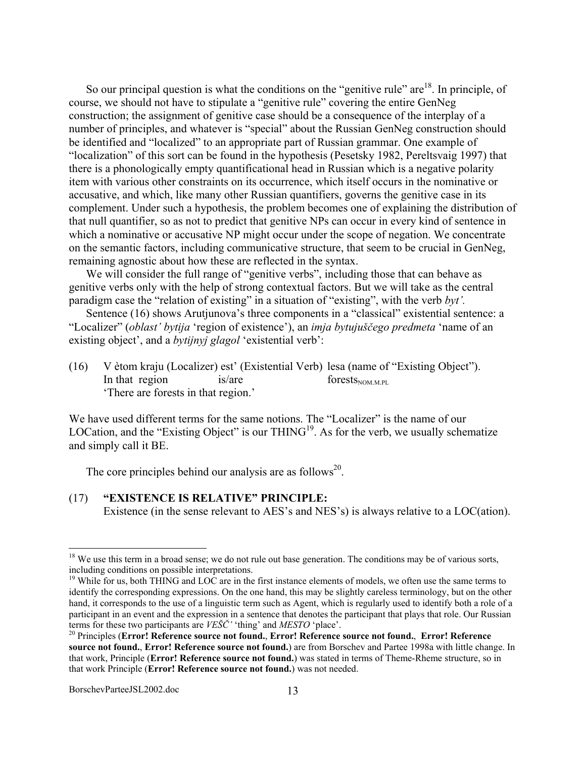So our principal question is what the conditions on the "genitive rule" are[18]. In principle, of course, we should not have to stipulate a "genitive rule" covering the entire GenNeg construction; the assignment of genitive case should be a consequence of the interplay of a number of principles, and whatever is "special" about the Russian GenNeg construction should be identified and "localized" to an appropriate part of Russian grammar. One example of "localization" of this sort can be found in the hypothesis (Pesetsky 1982, Pereltsvaig 1997) that there is a phonologically empty quantificational head in Russian which is a negative polarity item with various other constraints on its occurrence, which itself occurs in the nominative or accusative, and which, like many other Russian quantifiers, governs the genitive case in its complement. Under such a hypothesis, the problem becomes one of explaining the distribution of that null quantifier, so as not to predict that genitive NPs can occur in every kind of sentence in which a nominative or accusative NP might occur under the scope of negation. We concentrate on the semantic factors, including communicative structure, that seem to be crucial in GenNeg, remaining agnostic about how these are reflected in the syntax.

We will consider the full range of "genitive verbs", including those that can behave as genitive verbs only with the help of strong contextual factors. But we will take as the central paradigm case the "relation of existing" in a situation of "existing", with the verb *byt'.*

Sentence (16) shows Arutjunova's three components in a "classical" existential sentence: a "Localizer" (*oblast' bytija* 'region of existence'), an *imja bytujuščego predmeta* 'name of an existing object', and a *bytijnyj glagol* 'existential verb':

(16) V ètom kraju (Localizer) est' (Existential Verb) lesa (name of "Existing Object").
In that region is/are $\text{forests}_{\text{NOM.M.PL}}$
'There are forests in that region.'

We have used different terms for the same notions. The "Localizer" is the name of our LOCation, and the "Existing Object" is our THING[19]. As for the verb, we usually schematize and simply call it BE.

The core principles behind our analysis are as follows[20].

(17) **"EXISTENCE IS RELATIVE" PRINCIPLE:**
Existence (in the sense relevant to AES's and NES's) is always relative to a LOC(ation).

---

[18] We use this term in a broad sense; we do not rule out base generation. The conditions may be of various sorts, including conditions on possible interpretations.

[19] While for us, both THING and LOC are in the first instance elements of models, we often use the same terms to identify the corresponding expressions. On the one hand, this may be slightly careless terminology, but on the other hand, it corresponds to the use of a linguistic term such as Agent, which is regularly used to identify both a role of a participant in an event and the expression in a sentence that denotes the participant that plays that role. Our Russian terms for these two participants are *VEŠČ'* 'thing' and *MESTO* 'place'.

[20] Principles (**Error! Reference source not found.**, **Error! Reference source not found.**, **Error! Reference source not found.**, **Error! Reference source not found.**) are from Borschev and Partee 1998a with little change. In that work, Principle (**Error! Reference source not found.**) was stated in terms of Theme-Rheme structure, so in that work Principle (**Error! Reference source not found.**) was not needed.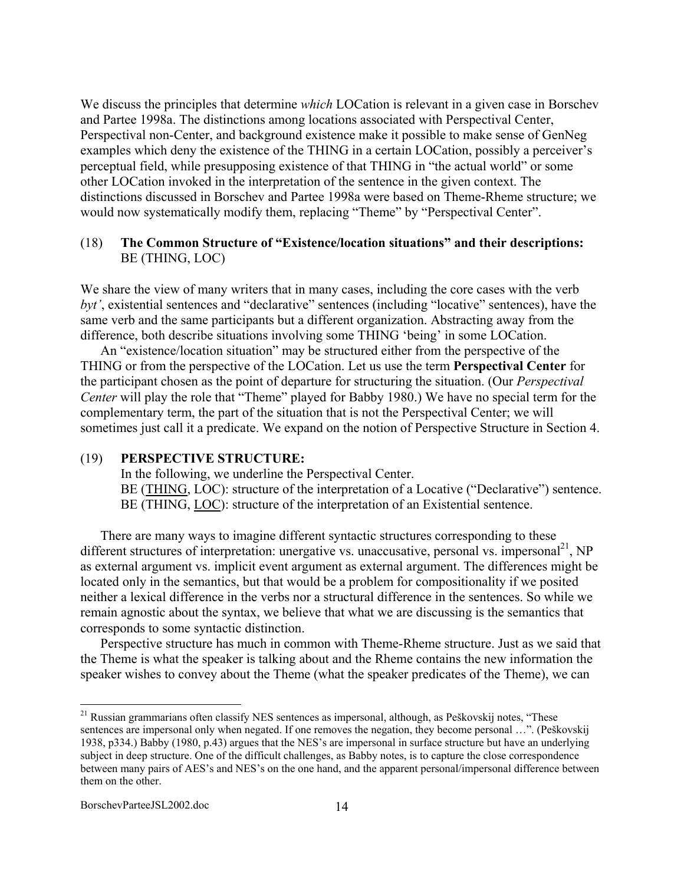We discuss the principles that determine *which* LOCation is relevant in a given case in Borschev and Partee 1998a. The distinctions among locations associated with Perspectival Center, Perspectival non-Center, and background existence make it possible to make sense of GenNeg examples which deny the existence of the THING in a certain LOCation, possibly a perceiver's perceptual field, while presupposing existence of that THING in "the actual world" or some other LOCation invoked in the interpretation of the sentence in the given context. The distinctions discussed in Borschev and Partee 1998a were based on Theme-Rheme structure; we would now systematically modify them, replacing "Theme" by "Perspectival Center".

(18) **The Common Structure of "Existence/location situations" and their descriptions:**
BE (THING, LOC)

We share the view of many writers that in many cases, including the core cases with the verb *byt'*, existential sentences and "declarative" sentences (including "locative" sentences), have the same verb and the same participants but a different organization. Abstracting away from the difference, both describe situations involving some THING 'being' in some LOCation.

An "existence/location situation" may be structured either from the perspective of the THING or from the perspective of the LOCation. Let us use the term **Perspectival Center** for the participant chosen as the point of departure for structuring the situation. (Our *Perspectival Center* will play the role that "Theme" played for Babby 1980.) We have no special term for the complementary term, the part of the situation that is not the Perspectival Center; we will sometimes just call it a predicate. We expand on the notion of Perspective Structure in Section 4.

(19) **PERSPECTIVE STRUCTURE:**
In the following, we underline the Perspectival Center.
BE (<u>THING</u>, LOC): structure of the interpretation of a Locative ("Declarative") sentence.
BE (THING, <u>LOC</u>): structure of the interpretation of an Existential sentence.

There are many ways to imagine different syntactic structures corresponding to these different structures of interpretation: unergative vs. unaccusative, personal vs. impersonal[21], NP as external argument vs. implicit event argument as external argument. The differences might be located only in the semantics, but that would be a problem for compositionality if we posited neither a lexical difference in the verbs nor a structural difference in the sentences. So while we remain agnostic about the syntax, we believe that what we are discussing is the semantics that corresponds to some syntactic distinction.

Perspective structure has much in common with Theme-Rheme structure. Just as we said that the Theme is what the speaker is talking about and the Rheme contains the new information the speaker wishes to convey about the Theme (what the speaker predicates of the Theme), we can

---

[21] Russian grammarians often classify NES sentences as impersonal, although, as Peškovskij notes, "These sentences are impersonal only when negated. If one removes the negation, they become personal …". (Peškovskij 1938, p334.) Babby (1980, p.43) argues that the NES's are impersonal in surface structure but have an underlying subject in deep structure. One of the difficult challenges, as Babby notes, is to capture the close correspondence between many pairs of AES's and NES's on the one hand, and the apparent personal/impersonal difference between them on the other.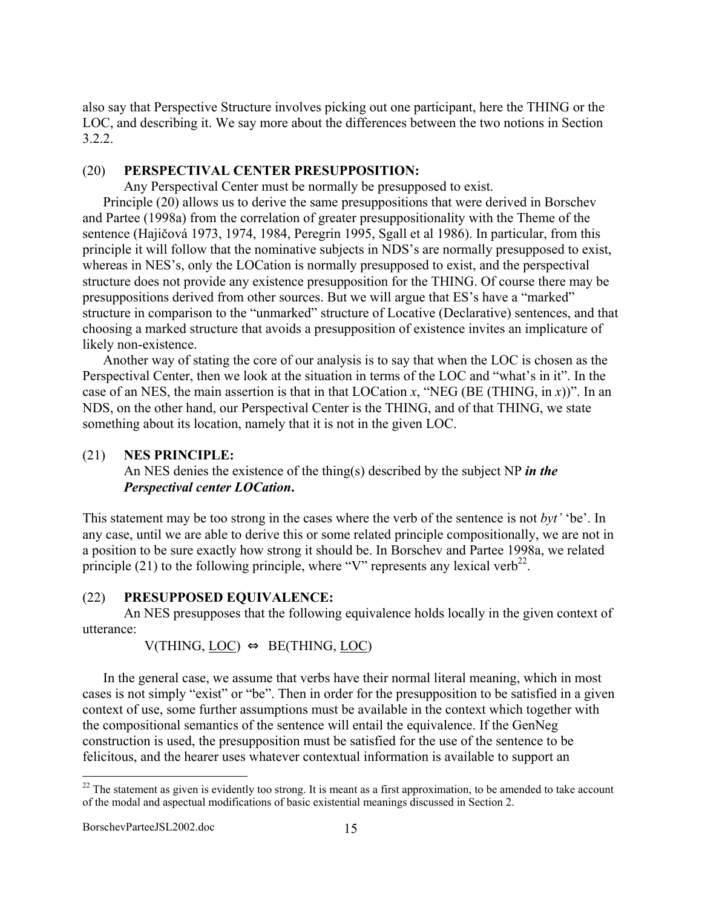also say that Perspective Structure involves picking out one participant, here the THING or the LOC, and describing it. We say more about the differences between the two notions in Section 3.2.2.

(20) **PERSPECTIVAL CENTER PRESUPPOSITION:**

Any Perspectival Center must be normally be presupposed to exist.

Principle (20) allows us to derive the same presuppositions that were derived in Borschev and Partee (1998a) from the correlation of greater presuppositionality with the Theme of the sentence (Hajičová 1973, 1974, 1984, Peregrin 1995, Sgall et al 1986). In particular, from this principle it will follow that the nominative subjects in NDS's are normally presupposed to exist, whereas in NES's, only the LOCation is normally presupposed to exist, and the perspectival structure does not provide any existence presupposition for the THING. Of course there may be presuppositions derived from other sources. But we will argue that ES's have a "marked" structure in comparison to the "unmarked" structure of Locative (Declarative) sentences, and that choosing a marked structure that avoids a presupposition of existence invites an implicature of likely non-existence.

Another way of stating the core of our analysis is to say that when the LOC is chosen as the Perspectival Center, then we look at the situation in terms of the LOC and "what's in it". In the case of an NES, the main assertion is that in that LOCation *x*, "NEG (BE (THING, in *x*))". In an NDS, on the other hand, our Perspectival Center is the THING, and of that THING, we state something about its location, namely that it is not in the given LOC.

(21) **NES PRINCIPLE:**

An NES denies the existence of the thing(s) described by the subject NP ***in the Perspectival center LOCation*.**

This statement may be too strong in the cases where the verb of the sentence is not *byt'* 'be'. In any case, until we are able to derive this or some related principle compositionally, we are not in a position to be sure exactly how strong it should be. In Borschev and Partee 1998a, we related principle (21) to the following principle, where "V" represents any lexical verb[22].

(22) **PRESUPPOSED EQUIVALENCE:**

An NES presupposes that the following equivalence holds locally in the given context of utterance:

V(THING, <u>LOC</u>) ⇔ BE(THING, <u>LOC</u>)

In the general case, we assume that verbs have their normal literal meaning, which in most cases is not simply "exist" or "be". Then in order for the presupposition to be satisfied in a given context of use, some further assumptions must be available in the context which together with the compositional semantics of the sentence will entail the equivalence. If the GenNeg construction is used, the presupposition must be satisfied for the use of the sentence to be felicitous, and the hearer uses whatever contextual information is available to support an

---

[22] The statement as given is evidently too strong. It is meant as a first approximation, to be amended to take account of the modal and aspectual modifications of basic existential meanings discussed in Section 2.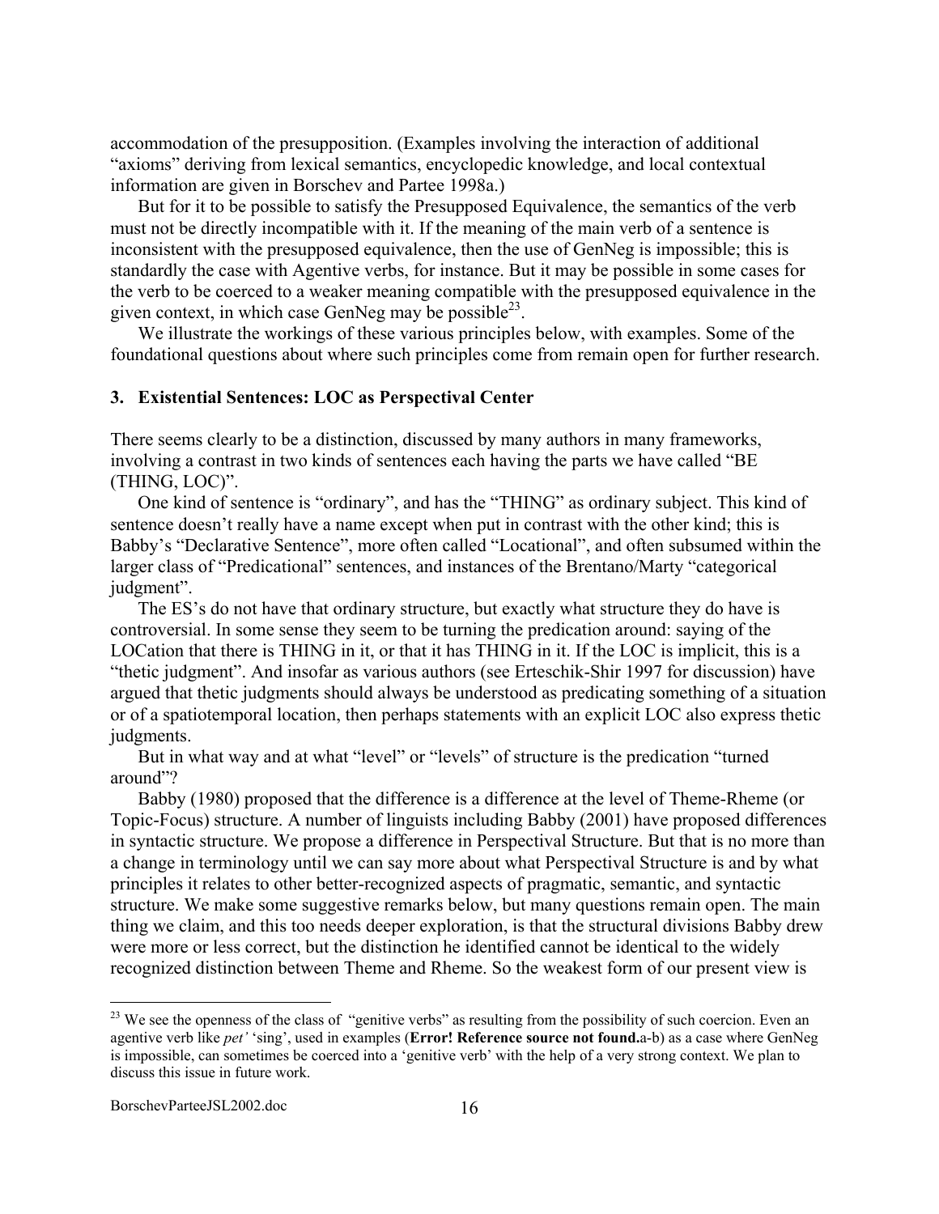accommodation of the presupposition. (Examples involving the interaction of additional "axioms" deriving from lexical semantics, encyclopedic knowledge, and local contextual information are given in Borschev and Partee 1998a.)

But for it to be possible to satisfy the Presupposed Equivalence, the semantics of the verb must not be directly incompatible with it. If the meaning of the main verb of a sentence is inconsistent with the presupposed equivalence, then the use of GenNeg is impossible; this is standardly the case with Agentive verbs, for instance. But it may be possible in some cases for the verb to be coerced to a weaker meaning compatible with the presupposed equivalence in the given context, in which case GenNeg may be possible[23].

We illustrate the workings of these various principles below, with examples. Some of the foundational questions about where such principles come from remain open for further research.

### 3. Existential Sentences: LOC as Perspectival Center

There seems clearly to be a distinction, discussed by many authors in many frameworks, involving a contrast in two kinds of sentences each having the parts we have called "BE (THING, LOC)".

One kind of sentence is "ordinary", and has the "THING" as ordinary subject. This kind of sentence doesn't really have a name except when put in contrast with the other kind; this is Babby's "Declarative Sentence", more often called "Locational", and often subsumed within the larger class of "Predicational" sentences, and instances of the Brentano/Marty "categorical judgment".

The ES's do not have that ordinary structure, but exactly what structure they do have is controversial. In some sense they seem to be turning the predication around: saying of the LOCation that there is THING in it, or that it has THING in it. If the LOC is implicit, this is a "thetic judgment". And insofar as various authors (see Erteschik-Shir 1997 for discussion) have argued that thetic judgments should always be understood as predicating something of a situation or of a spatiotemporal location, then perhaps statements with an explicit LOC also express thetic judgments.

But in what way and at what "level" or "levels" of structure is the predication "turned around"?

Babby (1980) proposed that the difference is a difference at the level of Theme-Rheme (or Topic-Focus) structure. A number of linguists including Babby (2001) have proposed differences in syntactic structure. We propose a difference in Perspectival Structure. But that is no more than a change in terminology until we can say more about what Perspectival Structure is and by what principles it relates to other better-recognized aspects of pragmatic, semantic, and syntactic structure. We make some suggestive remarks below, but many questions remain open. The main thing we claim, and this too needs deeper exploration, is that the structural divisions Babby drew were more or less correct, but the distinction he identified cannot be identical to the widely recognized distinction between Theme and Rheme. So the weakest form of our present view is

---

[23] We see the openness of the class of "genitive verbs" as resulting from the possibility of such coercion. Even an agentive verb like *pet'* 'sing', used in examples (**Error! Reference source not found.**a-b) as a case where GenNeg is impossible, can sometimes be coerced into a 'genitive verb' with the help of a very strong context. We plan to discuss this issue in future work.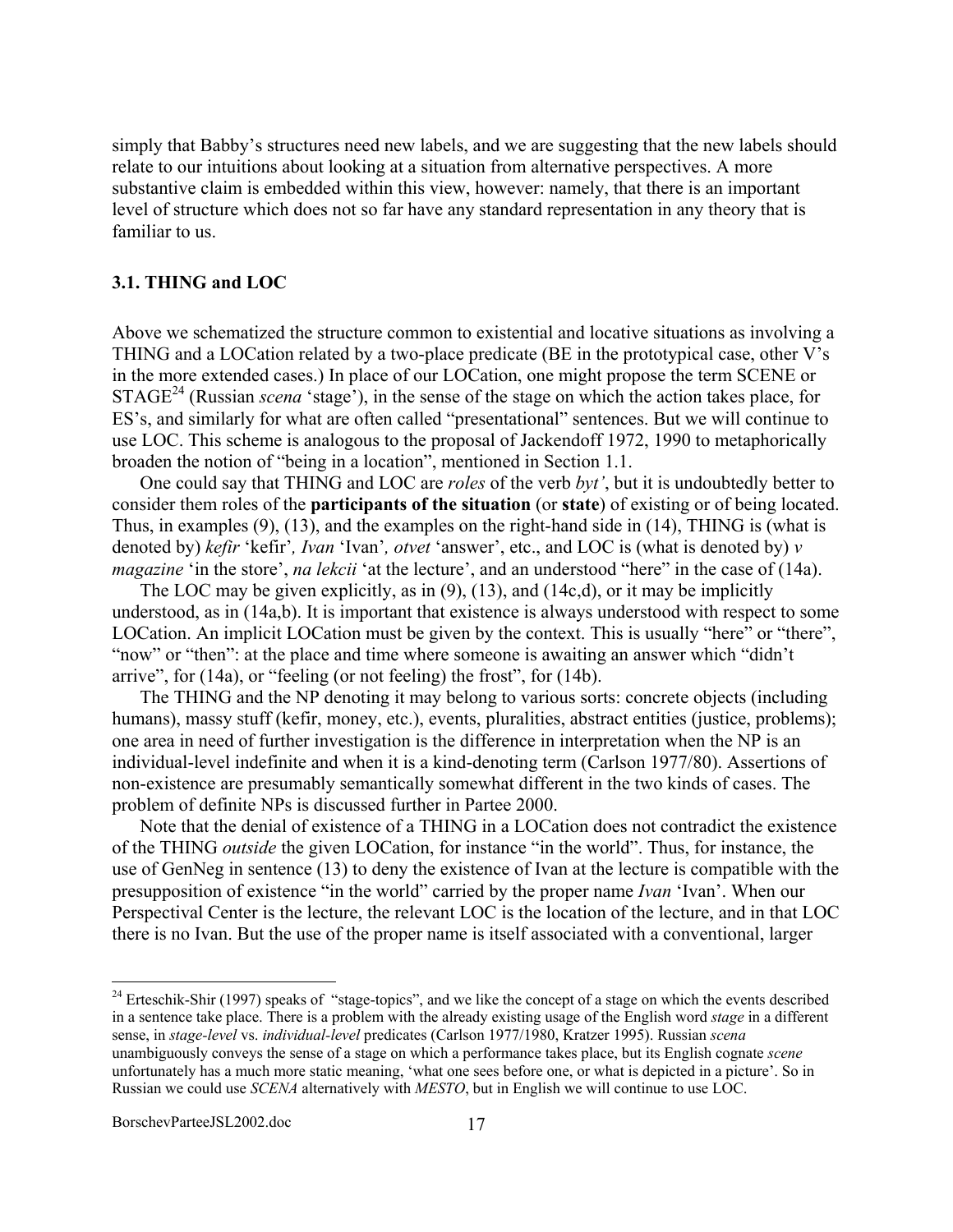simply that Babby's structures need new labels, and we are suggesting that the new labels should relate to our intuitions about looking at a situation from alternative perspectives. A more substantive claim is embedded within this view, however: namely, that there is an important level of structure which does not so far have any standard representation in any theory that is familiar to us.

### 3.1. THING and LOC

Above we schematized the structure common to existential and locative situations as involving a THING and a LOCation related by a two-place predicate (BE in the prototypical case, other V's in the more extended cases.) In place of our LOCation, one might propose the term SCENE or STAGE[24] (Russian *scena* 'stage'), in the sense of the stage on which the action takes place, for ES's, and similarly for what are often called "presentational" sentences. But we will continue to use LOC. This scheme is analogous to the proposal of Jackendoff 1972, 1990 to metaphorically broaden the notion of "being in a location", mentioned in Section 1.1.

One could say that THING and LOC are *roles* of the verb *byt'*, but it is undoubtedly better to consider them roles of the **participants of the situation** (or **state**) of existing or of being located. Thus, in examples (9), (13), and the examples on the right-hand side in (14), THING is (what is denoted by) *kefir* 'kefir', *Ivan* 'Ivan', *otvet* 'answer', etc., and LOC is (what is denoted by) *v magazine* 'in the store', *na lekcii* 'at the lecture', and an understood "here" in the case of (14a).

The LOC may be given explicitly, as in (9), (13), and (14c,d), or it may be implicitly understood, as in (14a,b). It is important that existence is always understood with respect to some LOCation. An implicit LOCation must be given by the context. This is usually "here" or "there", "now" or "then": at the place and time where someone is awaiting an answer which "didn't arrive", for (14a), or "feeling (or not feeling) the frost", for (14b).

The THING and the NP denoting it may belong to various sorts: concrete objects (including humans), massy stuff (kefir, money, etc.), events, pluralities, abstract entities (justice, problems); one area in need of further investigation is the difference in interpretation when the NP is an individual-level indefinite and when it is a kind-denoting term (Carlson 1977/80). Assertions of non-existence are presumably semantically somewhat different in the two kinds of cases. The problem of definite NPs is discussed further in Partee 2000.

Note that the denial of existence of a THING in a LOCation does not contradict the existence of the THING *outside* the given LOCation, for instance "in the world". Thus, for instance, the use of GenNeg in sentence (13) to deny the existence of Ivan at the lecture is compatible with the presupposition of existence "in the world" carried by the proper name *Ivan* 'Ivan'. When our Perspectival Center is the lecture, the relevant LOC is the location of the lecture, and in that LOC there is no Ivan. But the use of the proper name is itself associated with a conventional, larger

---

[24] Erteschik-Shir (1997) speaks of "stage-topics", and we like the concept of a stage on which the events described in a sentence take place. There is a problem with the already existing usage of the English word *stage* in a different sense, in *stage-level* vs. *individual-level* predicates (Carlson 1977/1980, Kratzer 1995). Russian *scena* unambiguously conveys the sense of a stage on which a performance takes place, but its English cognate *scene* unfortunately has a much more static meaning, 'what one sees before one, or what is depicted in a picture'. So in Russian we could use *SCENA* alternatively with *MESTO*, but in English we will continue to use LOC.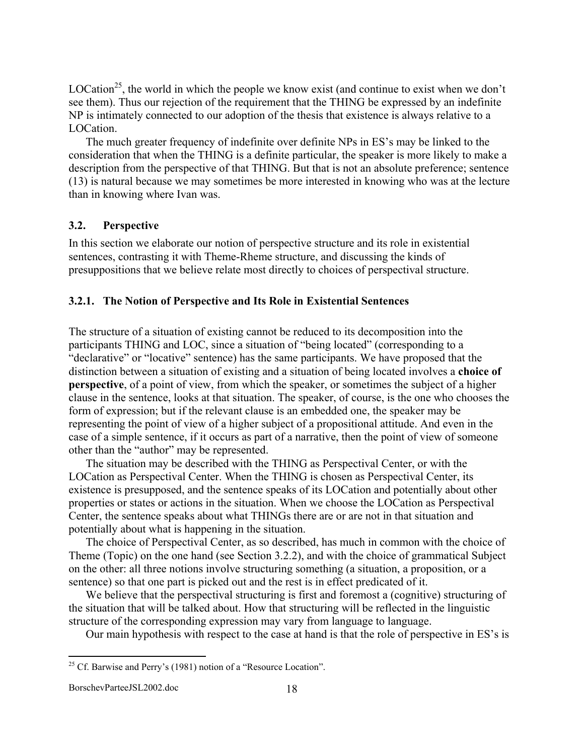LOCation[25], the world in which the people we know exist (and continue to exist when we don't see them). Thus our rejection of the requirement that the THING be expressed by an indefinite NP is intimately connected to our adoption of the thesis that existence is always relative to a LOCation.

The much greater frequency of indefinite over definite NPs in ES's may be linked to the consideration that when the THING is a definite particular, the speaker is more likely to make a description from the perspective of that THING. But that is not an absolute preference; sentence (13) is natural because we may sometimes be more interested in knowing who was at the lecture than in knowing where Ivan was.

### 3.2. Perspective

In this section we elaborate our notion of perspective structure and its role in existential sentences, contrasting it with Theme-Rheme structure, and discussing the kinds of presuppositions that we believe relate most directly to choices of perspectival structure.

#### 3.2.1. The Notion of Perspective and Its Role in Existential Sentences

The structure of a situation of existing cannot be reduced to its decomposition into the participants THING and LOC, since a situation of "being located" (corresponding to a "declarative" or "locative" sentence) has the same participants. We have proposed that the distinction between a situation of existing and a situation of being located involves a **choice of perspective**, of a point of view, from which the speaker, or sometimes the subject of a higher clause in the sentence, looks at that situation. The speaker, of course, is the one who chooses the form of expression; but if the relevant clause is an embedded one, the speaker may be representing the point of view of a higher subject of a propositional attitude. And even in the case of a simple sentence, if it occurs as part of a narrative, then the point of view of someone other than the "author" may be represented.

The situation may be described with the THING as Perspectival Center, or with the LOCation as Perspectival Center. When the THING is chosen as Perspectival Center, its existence is presupposed, and the sentence speaks of its LOCation and potentially about other properties or states or actions in the situation. When we choose the LOCation as Perspectival Center, the sentence speaks about what THINGs there are or are not in that situation and potentially about what is happening in the situation.

The choice of Perspectival Center, as so described, has much in common with the choice of Theme (Topic) on the one hand (see Section 3.2.2), and with the choice of grammatical Subject on the other: all three notions involve structuring something (a situation, a proposition, or a sentence) so that one part is picked out and the rest is in effect predicated of it.

We believe that the perspectival structuring is first and foremost a (cognitive) structuring of the situation that will be talked about. How that structuring will be reflected in the linguistic structure of the corresponding expression may vary from language to language.

Our main hypothesis with respect to the case at hand is that the role of perspective in ES's is

[25] Cf. Barwise and Perry's (1981) notion of a "Resource Location".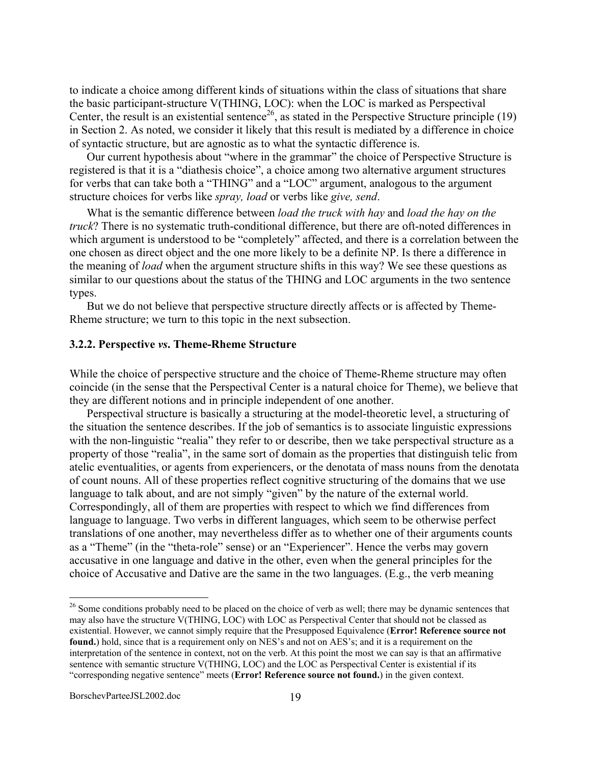to indicate a choice among different kinds of situations within the class of situations that share the basic participant-structure V(THING, LOC): when the LOC is marked as Perspectival Center, the result is an existential sentence[26], as stated in the Perspective Structure principle (19) in Section 2. As noted, we consider it likely that this result is mediated by a difference in choice of syntactic structure, but are agnostic as to what the syntactic difference is.

Our current hypothesis about "where in the grammar" the choice of Perspective Structure is registered is that it is a "diathesis choice", a choice among two alternative argument structures for verbs that can take both a "THING" and a "LOC" argument, analogous to the argument structure choices for verbs like *spray, load* or verbs like *give, send*.

What is the semantic difference between *load the truck with hay* and *load the hay on the truck*? There is no systematic truth-conditional difference, but there are oft-noted differences in which argument is understood to be "completely" affected, and there is a correlation between the one chosen as direct object and the one more likely to be a definite NP. Is there a difference in the meaning of *load* when the argument structure shifts in this way? We see these questions as similar to our questions about the status of the THING and LOC arguments in the two sentence types.

But we do not believe that perspective structure directly affects or is affected by Theme-Rheme structure; we turn to this topic in the next subsection.

### 3.2.2. Perspective *vs.* Theme-Rheme Structure

While the choice of perspective structure and the choice of Theme-Rheme structure may often coincide (in the sense that the Perspectival Center is a natural choice for Theme), we believe that they are different notions and in principle independent of one another.

Perspectival structure is basically a structuring at the model-theoretic level, a structuring of the situation the sentence describes. If the job of semantics is to associate linguistic expressions with the non-linguistic "realia" they refer to or describe, then we take perspectival structure as a property of those "realia", in the same sort of domain as the properties that distinguish telic from atelic eventualities, or agents from experiencers, or the denotata of mass nouns from the denotata of count nouns. All of these properties reflect cognitive structuring of the domains that we use language to talk about, and are not simply "given" by the nature of the external world. Correspondingly, all of them are properties with respect to which we find differences from language to language. Two verbs in different languages, which seem to be otherwise perfect translations of one another, may nevertheless differ as to whether one of their arguments counts as a "Theme" (in the "theta-role" sense) or an "Experiencer". Hence the verbs may govern accusative in one language and dative in the other, even when the general principles for the choice of Accusative and Dative are the same in the two languages. (E.g., the verb meaning

---

[26] Some conditions probably need to be placed on the choice of verb as well; there may be dynamic sentences that may also have the structure V(THING, LOC) with LOC as Perspectival Center that should not be classed as existential. However, we cannot simply require that the Presupposed Equivalence (**Error! Reference source not found.**) hold, since that is a requirement only on NES's and not on AES's; and it is a requirement on the interpretation of the sentence in context, not on the verb. At this point the most we can say is that an affirmative sentence with semantic structure V(THING, LOC) and the LOC as Perspectival Center is existential if its "corresponding negative sentence" meets (**Error! Reference source not found.**) in the given context.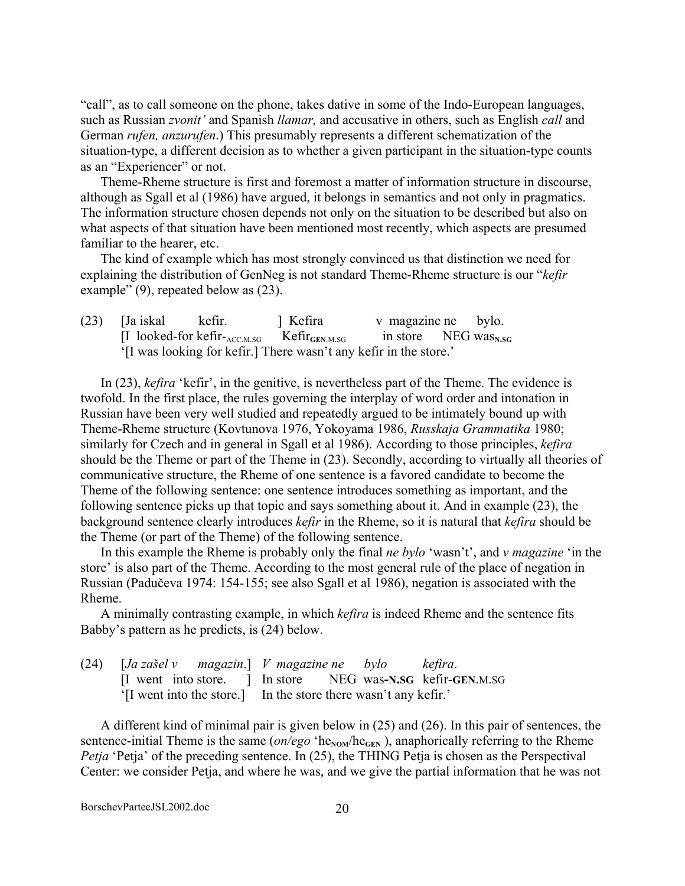"call", as to call someone on the phone, takes dative in some of the Indo-European languages, such as Russian *zvonit'* and Spanish *llamar,* and accusative in others, such as English *call* and German *rufen, anzurufen*.) This presumably represents a different schematization of the situation-type, a different decision as to whether a given participant in the situation-type counts as an "Experiencer" or not.

Theme-Rheme structure is first and foremost a matter of information structure in discourse, although as Sgall et al (1986) have argued, it belongs in semantics and not only in pragmatics. The information structure chosen depends not only on the situation to be described but also on what aspects of that situation have been mentioned most recently, which aspects are presumed familiar to the hearer, etc.

The kind of example which has most strongly convinced us that distinction we need for explaining the distribution of GenNeg is not standard Theme-Rheme structure is our "*kefir* example" (9), repeated below as (23).

(23) [Ja iskal kefir. ] Kefira v magazine ne bylo.
[I looked-for kefir-$_{ACC.M.SG}$ Kefir$_{\mathbf{GEN}.M.SG}$ in store NEG was$_{\mathbf{N.SG}}$
'[I was looking for kefir.] There wasn't any kefir in the store.'

In (23), *kefira* 'kefir', in the genitive, is nevertheless part of the Theme. The evidence is twofold. In the first place, the rules governing the interplay of word order and intonation in Russian have been very well studied and repeatedly argued to be intimately bound up with Theme-Rheme structure (Kovtunova 1976, Yokoyama 1986, *Russkaja Grammatika* 1980; similarly for Czech and in general in Sgall et al 1986). According to those principles, *kefira* should be the Theme or part of the Theme in (23). Secondly, according to virtually all theories of communicative structure, the Rheme of one sentence is a favored candidate to become the Theme of the following sentence: one sentence introduces something as important, and the following sentence picks up that topic and says something about it. And in example (23), the background sentence clearly introduces *kefir* in the Rheme, so it is natural that *kefira* should be the Theme (or part of the Theme) of the following sentence.

In this example the Rheme is probably only the final *ne bylo* 'wasn't', and *v magazine* 'in the store' is also part of the Theme. According to the most general rule of the place of negation in Russian (Padučeva 1974: 154-155; see also Sgall et al 1986), negation is associated with the Rheme.

A minimally contrasting example, in which *kefira* is indeed Rheme and the sentence fits Babby's pattern as he predicts, is (24) below.

(24) [*Ja zašel v magazin*.] *V magazine ne bylo kefira*.
[I went into store. ] In store NEG was-**N.SG** kefir-**GEN**.M.SG
'[I went into the store.] In the store there wasn't any kefir.'

A different kind of minimal pair is given below in (25) and (26). In this pair of sentences, the sentence-initial Theme is the same (*on/ego* 'he$_{\mathbf{NOM}}$/he$_{\mathbf{GEN}}$'), anaphorically referring to the Rheme *Petja* 'Petja' of the preceding sentence. In (25), the THING Petja is chosen as the Perspectival Center: we consider Petja, and where he was, and we give the partial information that he was not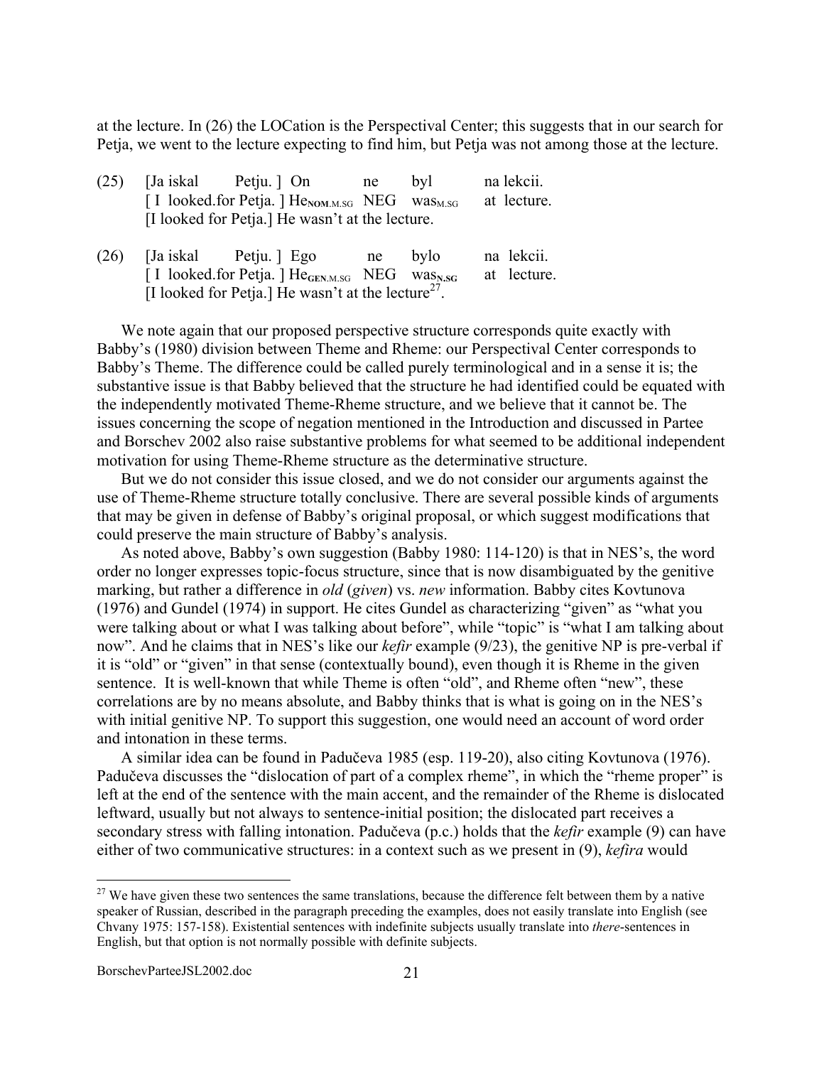at the lecture. In (26) the LOCation is the Perspectival Center; this suggests that in our search for Petja, we went to the lecture expecting to find him, but Petja was not among those at the lecture.

(25) [Ja iskal Petju. ] On ne byl na lekcii.
[ I looked.for Petja. ] He$_{\mathbf{NOM}.M.SG}$ NEG was$_{M.SG}$ at lecture.
[I looked for Petja.] He wasn't at the lecture.

(26) [Ja iskal Petju. ] Ego ne bylo na lekcii.
[ I looked.for Petja. ] He$_{\mathbf{GEN}.M.SG}$ NEG was$_{\mathbf{N.SG}}$ at lecture.
[I looked for Petja.] He wasn't at the lecture[27].

We note again that our proposed perspective structure corresponds quite exactly with Babby's (1980) division between Theme and Rheme: our Perspectival Center corresponds to Babby's Theme. The difference could be called purely terminological and in a sense it is; the substantive issue is that Babby believed that the structure he had identified could be equated with the independently motivated Theme-Rheme structure, and we believe that it cannot be. The issues concerning the scope of negation mentioned in the Introduction and discussed in Partee and Borschev 2002 also raise substantive problems for what seemed to be additional independent motivation for using Theme-Rheme structure as the determinative structure.

But we do not consider this issue closed, and we do not consider our arguments against the use of Theme-Rheme structure totally conclusive. There are several possible kinds of arguments that may be given in defense of Babby's original proposal, or which suggest modifications that could preserve the main structure of Babby's analysis.

As noted above, Babby's own suggestion (Babby 1980: 114-120) is that in NES's, the word order no longer expresses topic-focus structure, since that is now disambiguated by the genitive marking, but rather a difference in *old* (*given*) vs. *new* information. Babby cites Kovtunova (1976) and Gundel (1974) in support. He cites Gundel as characterizing "given" as "what you were talking about or what I was talking about before", while "topic" is "what I am talking about now". And he claims that in NES's like our *kefir* example (9/23), the genitive NP is pre-verbal if it is "old" or "given" in that sense (contextually bound), even though it is Rheme in the given sentence. It is well-known that while Theme is often "old", and Rheme often "new", these correlations are by no means absolute, and Babby thinks that is what is going on in the NES's with initial genitive NP. To support this suggestion, one would need an account of word order and intonation in these terms.

A similar idea can be found in Padučeva 1985 (esp. 119-20), also citing Kovtunova (1976). Padučeva discusses the "dislocation of part of a complex rheme", in which the "rheme proper" is left at the end of the sentence with the main accent, and the remainder of the Rheme is dislocated leftward, usually but not always to sentence-initial position; the dislocated part receives a secondary stress with falling intonation. Padučeva (p.c.) holds that the *kefir* example (9) can have either of two communicative structures: in a context such as we present in (9), *kefira* would

[27] We have given these two sentences the same translations, because the difference felt between them by a native speaker of Russian, described in the paragraph preceding the examples, does not easily translate into English (see Chvany 1975: 157-158). Existential sentences with indefinite subjects usually translate into *there*-sentences in English, but that option is not normally possible with definite subjects.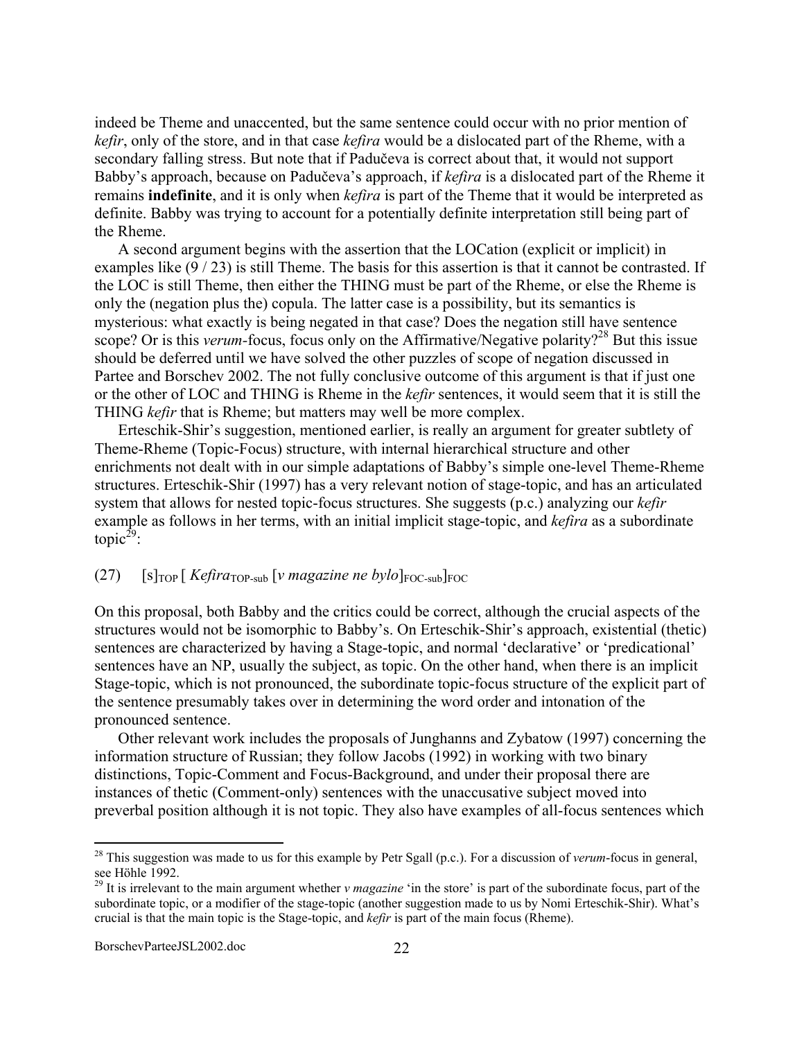indeed be Theme and unaccented, but the same sentence could occur with no prior mention of *kefir*, only of the store, and in that case *kefira* would be a dislocated part of the Rheme, with a secondary falling stress. But note that if Padučeva is correct about that, it would not support Babby's approach, because on Padučeva's approach, if *kefira* is a dislocated part of the Rheme it remains **indefinite**, and it is only when *kefira* is part of the Theme that it would be interpreted as definite. Babby was trying to account for a potentially definite interpretation still being part of the Rheme.

A second argument begins with the assertion that the LOCation (explicit or implicit) in examples like (9 / 23) is still Theme. The basis for this assertion is that it cannot be contrasted. If the LOC is still Theme, then either the THING must be part of the Rheme, or else the Rheme is only the (negation plus the) copula. The latter case is a possibility, but its semantics is mysterious: what exactly is being negated in that case? Does the negation still have sentence scope? Or is this *verum*-focus, focus only on the Affirmative/Negative polarity?[28] But this issue should be deferred until we have solved the other puzzles of scope of negation discussed in Partee and Borschev 2002. The not fully conclusive outcome of this argument is that if just one or the other of LOC and THING is Rheme in the *kefir* sentences, it would seem that it is still the THING *kefir* that is Rheme; but matters may well be more complex.

Erteschik-Shir's suggestion, mentioned earlier, is really an argument for greater subtlety of Theme-Rheme (Topic-Focus) structure, with internal hierarchical structure and other enrichments not dealt with in our simple adaptations of Babby's simple one-level Theme-Rheme structures. Erteschik-Shir (1997) has a very relevant notion of stage-topic, and has an articulated system that allows for nested topic-focus structures. She suggests (p.c.) analyzing our *kefir* example as follows in her terms, with an initial implicit stage-topic, and *kefira* as a subordinate topic[29]:

(27) $[\mathrm{s}]_{\mathrm{TOP}}$ [ *Kefira*$_{\mathrm{TOP\text{-}sub}}$ [*v magazine ne bylo*]$_{\mathrm{FOC\text{-}sub}}$]$_{\mathrm{FOC}}$

On this proposal, both Babby and the critics could be correct, although the crucial aspects of the structures would not be isomorphic to Babby's. On Erteschik-Shir's approach, existential (thetic) sentences are characterized by having a Stage-topic, and normal 'declarative' or 'predicational' sentences have an NP, usually the subject, as topic. On the other hand, when there is an implicit Stage-topic, which is not pronounced, the subordinate topic-focus structure of the explicit part of the sentence presumably takes over in determining the word order and intonation of the pronounced sentence.

Other relevant work includes the proposals of Junghanns and Zybatow (1997) concerning the information structure of Russian; they follow Jacobs (1992) in working with two binary distinctions, Topic-Comment and Focus-Background, and under their proposal there are instances of thetic (Comment-only) sentences with the unaccusative subject moved into preverbal position although it is not topic. They also have examples of all-focus sentences which

---

[28] This suggestion was made to us for this example by Petr Sgall (p.c.). For a discussion of *verum*-focus in general, see Höhle 1992.

[29] It is irrelevant to the main argument whether *v magazine* 'in the store' is part of the subordinate focus, part of the subordinate topic, or a modifier of the stage-topic (another suggestion made to us by Nomi Erteschik-Shir). What's crucial is that the main topic is the Stage-topic, and *kefir* is part of the main focus (Rheme).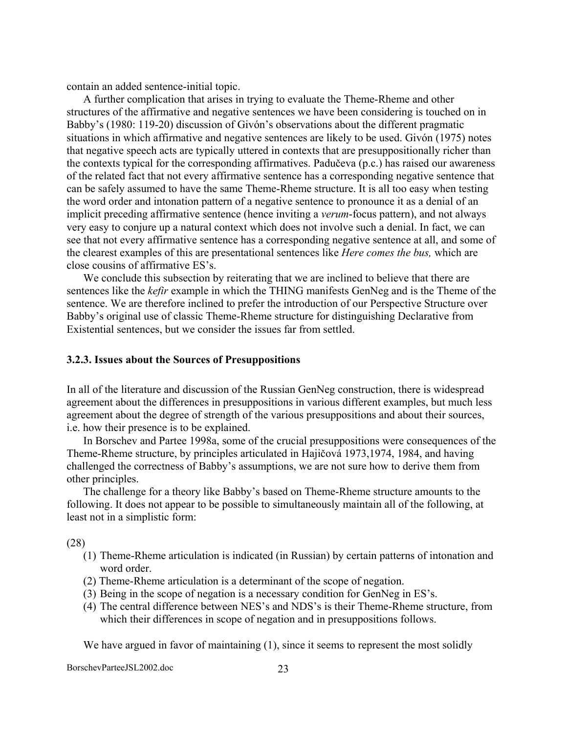contain an added sentence-initial topic.

A further complication that arises in trying to evaluate the Theme-Rheme and other structures of the affirmative and negative sentences we have been considering is touched on in Babby's (1980: 119-20) discussion of Givón's observations about the different pragmatic situations in which affirmative and negative sentences are likely to be used. Givón (1975) notes that negative speech acts are typically uttered in contexts that are presuppositionally richer than the contexts typical for the corresponding affirmatives. Padučeva (p.c.) has raised our awareness of the related fact that not every affirmative sentence has a corresponding negative sentence that can be safely assumed to have the same Theme-Rheme structure. It is all too easy when testing the word order and intonation pattern of a negative sentence to pronounce it as a denial of an implicit preceding affirmative sentence (hence inviting a *verum*-focus pattern), and not always very easy to conjure up a natural context which does not involve such a denial. In fact, we can see that not every affirmative sentence has a corresponding negative sentence at all, and some of the clearest examples of this are presentational sentences like *Here comes the bus,* which are close cousins of affirmative ES's.

We conclude this subsection by reiterating that we are inclined to believe that there are sentences like the *kefir* example in which the THING manifests GenNeg and is the Theme of the sentence. We are therefore inclined to prefer the introduction of our Perspective Structure over Babby's original use of classic Theme-Rheme structure for distinguishing Declarative from Existential sentences, but we consider the issues far from settled.

### 3.2.3. Issues about the Sources of Presuppositions

In all of the literature and discussion of the Russian GenNeg construction, there is widespread agreement about the differences in presuppositions in various different examples, but much less agreement about the degree of strength of the various presuppositions and about their sources, i.e. how their presence is to be explained.

In Borschev and Partee 1998a, some of the crucial presuppositions were consequences of the Theme-Rheme structure, by principles articulated in Hajičová 1973,1974, 1984, and having challenged the correctness of Babby's assumptions, we are not sure how to derive them from other principles.

The challenge for a theory like Babby's based on Theme-Rheme structure amounts to the following. It does not appear to be possible to simultaneously maintain all of the following, at least not in a simplistic form:

(28)

(1) Theme-Rheme articulation is indicated (in Russian) by certain patterns of intonation and word order.
(2) Theme-Rheme articulation is a determinant of the scope of negation.
(3) Being in the scope of negation is a necessary condition for GenNeg in ES's.
(4) The central difference between NES's and NDS's is their Theme-Rheme structure, from which their differences in scope of negation and in presuppositions follows.

We have argued in favor of maintaining (1), since it seems to represent the most solidly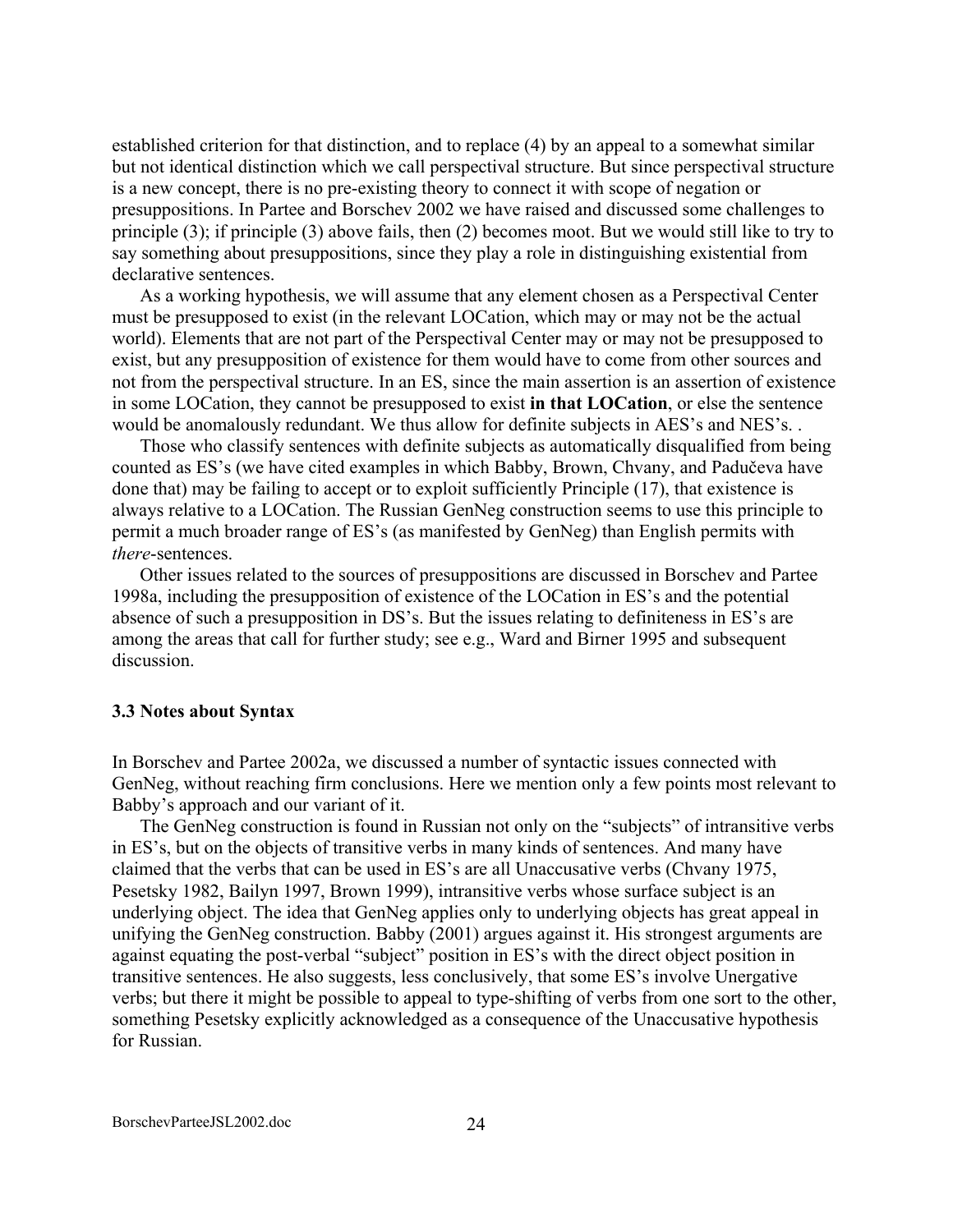established criterion for that distinction, and to replace (4) by an appeal to a somewhat similar but not identical distinction which we call perspectival structure. But since perspectival structure is a new concept, there is no pre-existing theory to connect it with scope of negation or presuppositions. In Partee and Borschev 2002 we have raised and discussed some challenges to principle (3); if principle (3) above fails, then (2) becomes moot. But we would still like to try to say something about presuppositions, since they play a role in distinguishing existential from declarative sentences.

As a working hypothesis, we will assume that any element chosen as a Perspectival Center must be presupposed to exist (in the relevant LOCation, which may or may not be the actual world). Elements that are not part of the Perspectival Center may or may not be presupposed to exist, but any presupposition of existence for them would have to come from other sources and not from the perspectival structure. In an ES, since the main assertion is an assertion of existence in some LOCation, they cannot be presupposed to exist **in that LOCation**, or else the sentence would be anomalously redundant. We thus allow for definite subjects in AES's and NES's. .

Those who classify sentences with definite subjects as automatically disqualified from being counted as ES's (we have cited examples in which Babby, Brown, Chvany, and Padučeva have done that) may be failing to accept or to exploit sufficiently Principle (17), that existence is always relative to a LOCation. The Russian GenNeg construction seems to use this principle to permit a much broader range of ES's (as manifested by GenNeg) than English permits with *there*-sentences.

Other issues related to the sources of presuppositions are discussed in Borschev and Partee 1998a, including the presupposition of existence of the LOCation in ES's and the potential absence of such a presupposition in DS's. But the issues relating to definiteness in ES's are among the areas that call for further study; see e.g., Ward and Birner 1995 and subsequent discussion.

### 3.3 Notes about Syntax

In Borschev and Partee 2002a, we discussed a number of syntactic issues connected with GenNeg, without reaching firm conclusions. Here we mention only a few points most relevant to Babby's approach and our variant of it.

The GenNeg construction is found in Russian not only on the "subjects" of intransitive verbs in ES's, but on the objects of transitive verbs in many kinds of sentences. And many have claimed that the verbs that can be used in ES's are all Unaccusative verbs (Chvany 1975, Pesetsky 1982, Bailyn 1997, Brown 1999), intransitive verbs whose surface subject is an underlying object. The idea that GenNeg applies only to underlying objects has great appeal in unifying the GenNeg construction. Babby (2001) argues against it. His strongest arguments are against equating the post-verbal "subject" position in ES's with the direct object position in transitive sentences. He also suggests, less conclusively, that some ES's involve Unergative verbs; but there it might be possible to appeal to type-shifting of verbs from one sort to the other, something Pesetsky explicitly acknowledged as a consequence of the Unaccusative hypothesis for Russian.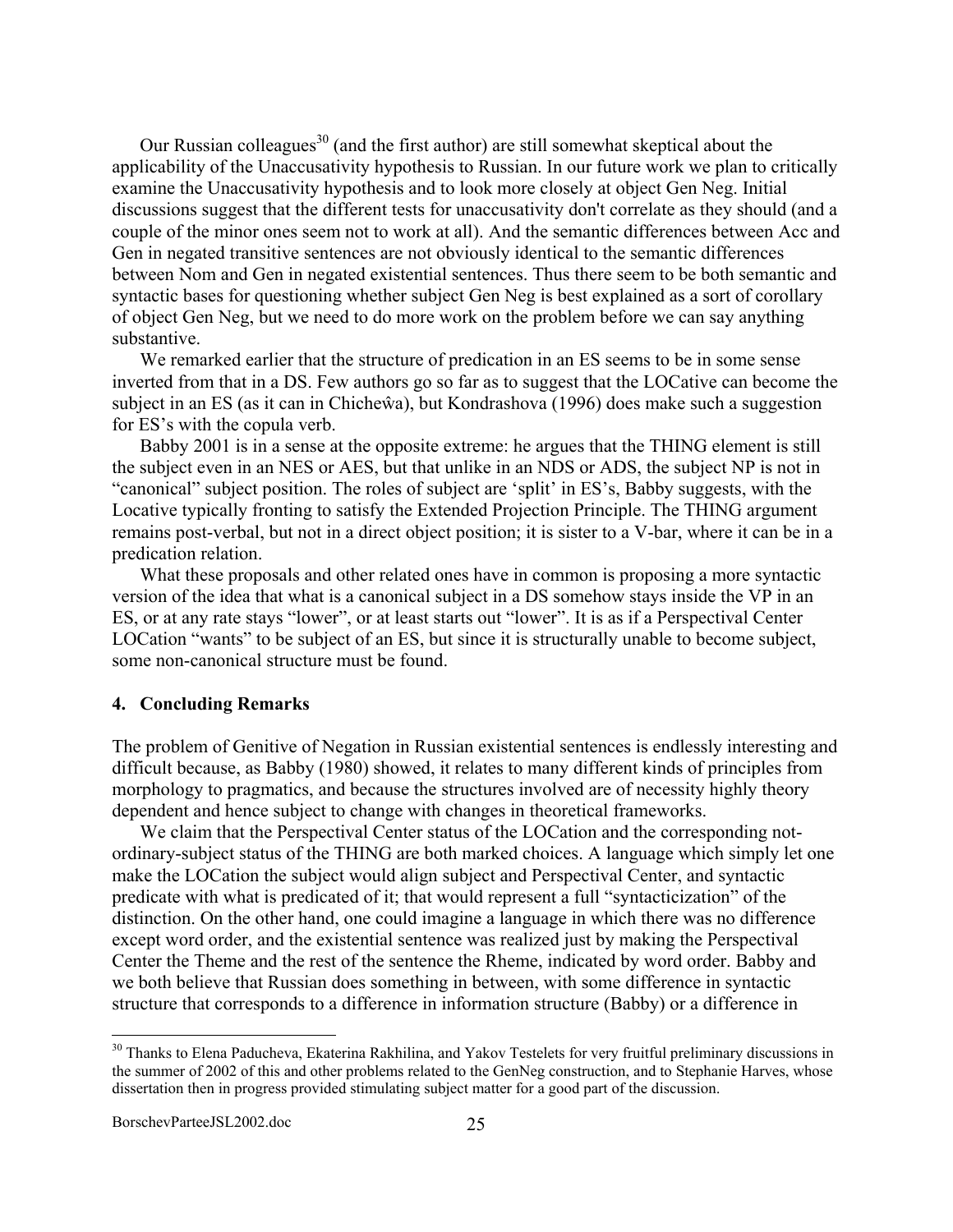Our Russian colleagues[30] (and the first author) are still somewhat skeptical about the applicability of the Unaccusativity hypothesis to Russian. In our future work we plan to critically examine the Unaccusativity hypothesis and to look more closely at object Gen Neg. Initial discussions suggest that the different tests for unaccusativity don't correlate as they should (and a couple of the minor ones seem not to work at all). And the semantic differences between Acc and Gen in negated transitive sentences are not obviously identical to the semantic differences between Nom and Gen in negated existential sentences. Thus there seem to be both semantic and syntactic bases for questioning whether subject Gen Neg is best explained as a sort of corollary of object Gen Neg, but we need to do more work on the problem before we can say anything substantive.

We remarked earlier that the structure of predication in an ES seems to be in some sense inverted from that in a DS. Few authors go so far as to suggest that the LOCative can become the subject in an ES (as it can in Chicheŵa), but Kondrashova (1996) does make such a suggestion for ES's with the copula verb.

Babby 2001 is in a sense at the opposite extreme: he argues that the THING element is still the subject even in an NES or AES, but that unlike in an NDS or ADS, the subject NP is not in "canonical" subject position. The roles of subject are 'split' in ES's, Babby suggests, with the Locative typically fronting to satisfy the Extended Projection Principle. The THING argument remains post-verbal, but not in a direct object position; it is sister to a V-bar, where it can be in a predication relation.

What these proposals and other related ones have in common is proposing a more syntactic version of the idea that what is a canonical subject in a DS somehow stays inside the VP in an ES, or at any rate stays "lower", or at least starts out "lower". It is as if a Perspectival Center LOCation "wants" to be subject of an ES, but since it is structurally unable to become subject, some non-canonical structure must be found.

## 4. Concluding Remarks

The problem of Genitive of Negation in Russian existential sentences is endlessly interesting and difficult because, as Babby (1980) showed, it relates to many different kinds of principles from morphology to pragmatics, and because the structures involved are of necessity highly theory dependent and hence subject to change with changes in theoretical frameworks.

We claim that the Perspectival Center status of the LOCation and the corresponding not-ordinary-subject status of the THING are both marked choices. A language which simply let one make the LOCation the subject would align subject and Perspectival Center, and syntactic predicate with what is predicated of it; that would represent a full "syntacticization" of the distinction. On the other hand, one could imagine a language in which there was no difference except word order, and the existential sentence was realized just by making the Perspectival Center the Theme and the rest of the sentence the Rheme, indicated by word order. Babby and we both believe that Russian does something in between, with some difference in syntactic structure that corresponds to a difference in information structure (Babby) or a difference in

---

[30] Thanks to Elena Paducheva, Ekaterina Rakhilina, and Yakov Testelets for very fruitful preliminary discussions in the summer of 2002 of this and other problems related to the GenNeg construction, and to Stephanie Harves, whose dissertation then in progress provided stimulating subject matter for a good part of the discussion.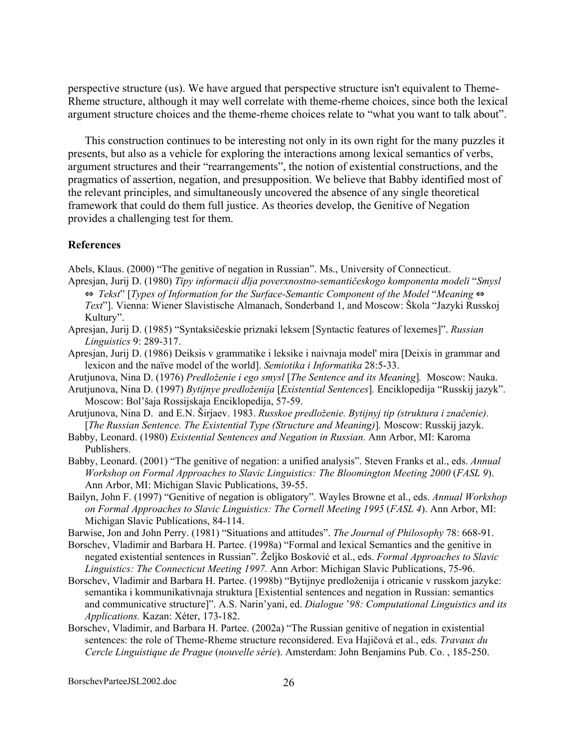perspective structure (us). We have argued that perspective structure isn't equivalent to Theme-Rheme structure, although it may well correlate with theme-rheme choices, since both the lexical argument structure choices and the theme-rheme choices relate to "what you want to talk about".

This construction continues to be interesting not only in its own right for the many puzzles it presents, but also as a vehicle for exploring the interactions among lexical semantics of verbs, argument structures and their "rearrangements", the notion of existential constructions, and the pragmatics of assertion, negation, and presupposition. We believe that Babby identified most of the relevant principles, and simultaneously uncovered the absence of any single theoretical framework that could do them full justice. As theories develop, the Genitive of Negation provides a challenging test for them.

## References

Abels, Klaus. (2000) "The genitive of negation in Russian". Ms., University of Connecticut.

Apresjan, Jurij D. (1980) *Tipy informacii dlja poverxnostno-semantičeskogo komponenta modeli* "*Smysl ⇔ Tekst*" [*Types of Information for the Surface-Semantic Component of the Model* "*Meaning ⇔ Text*"]. Vienna: Wiener Slavistische Almanach, Sonderband 1, and Moscow: Škola "Jazyki Russkoj Kultury".

Apresjan, Jurij D. (1985) "Syntaksičeskie priznaki leksem [Syntactic features of lexemes]". *Russian Linguistics* 9: 289-317.

Apresjan, Jurij D. (1986) Deiksis v grammatike i leksike i naivnaja model' mira [Deixis in grammar and lexicon and the naïve model of the world]. *Semiotika i Informatika* 28:5-33.

Arutjunova, Nina D. (1976) *Predloženie i ego smysl* [*The Sentence and its Meaning*]*.* Moscow: Nauka.

Arutjunova, Nina D. (1997) *Bytijnye predloženija* [*Existential Sentences*]*.* Enciklopedija "Russkij jazyk". Moscow: Bol'šaja Rossijskaja Enciklopedija, 57-59.

Arutjunova, Nina D. and E.N. Širjaev. 1983. *Russkoe predloženie. Bytijnyj tip (struktura i značenie).* [*The Russian Sentence. The Existential Type (Structure and Meaning)*]*.* Moscow: Russkij jazyk.

Babby, Leonard. (1980) *Existential Sentences and Negation in Russian*. Ann Arbor, MI: Karoma Publishers.

Babby, Leonard. (2001) "The genitive of negation: a unified analysis". Steven Franks et al., eds. *Annual Workshop on Formal Approaches to Slavic Linguistics: The Bloomington Meeting 2000* (*FASL 9*). Ann Arbor, MI: Michigan Slavic Publications, 39-55.

Bailyn, John F. (1997) "Genitive of negation is obligatory". Wayles Browne et al., eds. *Annual Workshop on Formal Approaches to Slavic Linguistics: The Cornell Meeting 1995* (*FASL 4*). Ann Arbor, MI: Michigan Slavic Publications, 84-114.

Barwise, Jon and John Perry. (1981) "Situations and attitudes". *The Journal of Philosophy* 78: 668-91.

Borschev, Vladimir and Barbara H. Partee. (1998a) "Formal and lexical Semantics and the genitive in negated existential sentences in Russian". Željko Bosković et al., eds. *Formal Approaches to Slavic Linguistics: The Connecticut Meeting 1997.* Ann Arbor: Michigan Slavic Publications, 75-96.

Borschev, Vladimir and Barbara H. Partee. (1998b) "Bytijnye predloženija i otricanie v russkom jazyke: semantika i kommunikativnaja struktura [Existential sentences and negation in Russian: semantics and communicative structure]". A.S. Narin'yani, ed. *Dialogue '98: Computational Linguistics and its Applications.* Kazan: Xéter, 173-182.

Borschev, Vladimir, and Barbara H. Partee. (2002a) "The Russian genitive of negation in existential sentences: the role of Theme-Rheme structure reconsidered. Eva Hajičová et al., eds. *Travaux du Cercle Linguistique de Prague* (*nouvelle série*). Amsterdam: John Benjamins Pub. Co. , 185-250.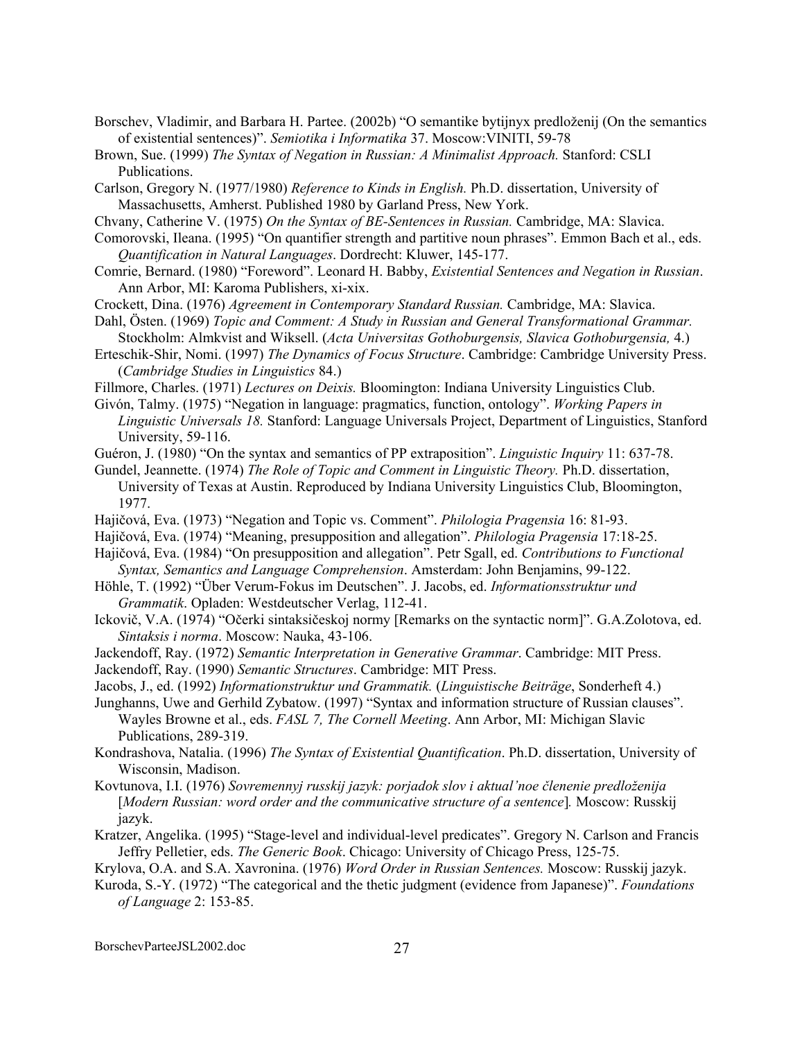Borschev, Vladimir, and Barbara H. Partee. (2002b) "O semantike bytijnyx predloženij (On the semantics of existential sentences)". *Semiotika i Informatika* 37. Moscow:VINITI, 59-78

Brown, Sue. (1999) *The Syntax of Negation in Russian: A Minimalist Approach.* Stanford: CSLI Publications.

Carlson, Gregory N. (1977/1980) *Reference to Kinds in English.* Ph.D. dissertation, University of Massachusetts, Amherst. Published 1980 by Garland Press, New York.

Chvany, Catherine V. (1975) *On the Syntax of BE-Sentences in Russian.* Cambridge, MA: Slavica.

Comorovski, Ileana. (1995) "On quantifier strength and partitive noun phrases". Emmon Bach et al., eds. *Quantification in Natural Languages*. Dordrecht: Kluwer, 145-177.

Comrie, Bernard. (1980) "Foreword". Leonard H. Babby, *Existential Sentences and Negation in Russian*. Ann Arbor, MI: Karoma Publishers, xi-xix.

Crockett, Dina. (1976) *Agreement in Contemporary Standard Russian.* Cambridge, MA: Slavica.

Dahl, Östen. (1969) *Topic and Comment: A Study in Russian and General Transformational Grammar.* Stockholm: Almkvist and Wiksell. (*Acta Universitas Gothoburgensis, Slavica Gothoburgensia,* 4.)

Erteschik-Shir, Nomi. (1997) *The Dynamics of Focus Structure*. Cambridge: Cambridge University Press. (*Cambridge Studies in Linguistics* 84.)

Fillmore, Charles. (1971) *Lectures on Deixis.* Bloomington: Indiana University Linguistics Club.

Givón, Talmy. (1975) "Negation in language: pragmatics, function, ontology". *Working Papers in Linguistic Universals 18.* Stanford: Language Universals Project, Department of Linguistics, Stanford University, 59-116.

Guéron, J. (1980) "On the syntax and semantics of PP extraposition". *Linguistic Inquiry* 11: 637-78.

Gundel, Jeannette. (1974) *The Role of Topic and Comment in Linguistic Theory.* Ph.D. dissertation, University of Texas at Austin. Reproduced by Indiana University Linguistics Club, Bloomington, 1977.

Hajičová, Eva. (1973) "Negation and Topic vs. Comment". *Philologia Pragensia* 16: 81-93.

Hajičová, Eva. (1974) "Meaning, presupposition and allegation". *Philologia Pragensia* 17:18-25.

Hajičová, Eva. (1984) "On presupposition and allegation". Petr Sgall, ed. *Contributions to Functional Syntax, Semantics and Language Comprehension*. Amsterdam: John Benjamins, 99-122.

Höhle, T. (1992) "Über Verum-Fokus im Deutschen". J. Jacobs, ed. *Informationsstruktur und Grammatik*. Opladen: Westdeutscher Verlag, 112-41.

Ickovič, V.A. (1974) "Očerki sintaksičeskoj normy [Remarks on the syntactic norm]". G.A.Zolotova, ed. *Sintaksis i norma*. Moscow: Nauka, 43-106.

Jackendoff, Ray. (1972) *Semantic Interpretation in Generative Grammar*. Cambridge: MIT Press.

Jackendoff, Ray. (1990) *Semantic Structures*. Cambridge: MIT Press.

Jacobs, J., ed. (1992) *Informationstruktur und Grammatik.* (*Linguistische Beiträge*, Sonderheft 4.)

Junghanns, Uwe and Gerhild Zybatow. (1997) "Syntax and information structure of Russian clauses". Wayles Browne et al., eds. *FASL 7, The Cornell Meeting*. Ann Arbor, MI: Michigan Slavic Publications, 289-319.

Kondrashova, Natalia. (1996) *The Syntax of Existential Quantification*. Ph.D. dissertation, University of Wisconsin, Madison.

Kovtunova, I.I. (1976) *Sovremennyj russkij jazyk: porjadok slov i aktual'noe členenie predloženija* [*Modern Russian: word order and the communicative structure of a sentence*]*.* Moscow: Russkij jazyk.

Kratzer, Angelika. (1995) "Stage-level and individual-level predicates". Gregory N. Carlson and Francis Jeffry Pelletier, eds. *The Generic Book*. Chicago: University of Chicago Press, 125-75.

Krylova, O.A. and S.A. Xavronina. (1976) *Word Order in Russian Sentences.* Moscow: Russkij jazyk.

Kuroda, S.-Y. (1972) "The categorical and the thetic judgment (evidence from Japanese)". *Foundations of Language* 2: 153-85.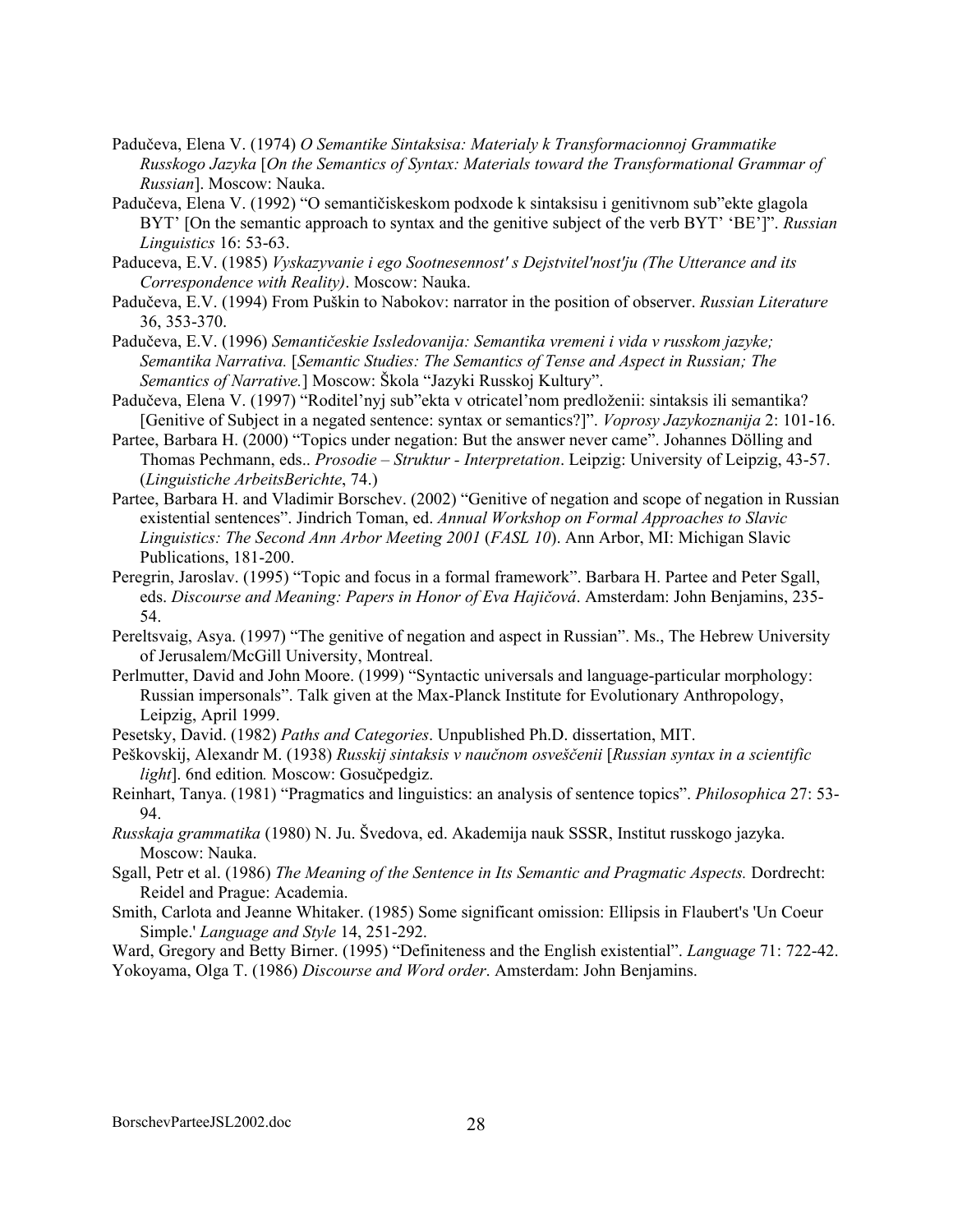Padučeva, Elena V. (1974) *O Semantike Sintaksisa: Materialy k Transformacionnoj Grammatike Russkogo Jazyka* [*On the Semantics of Syntax: Materials toward the Transformational Grammar of Russian*]. Moscow: Nauka.

Padučeva, Elena V. (1992) "O semantičiskeskom podxode k sintaksisu i genitivnom sub"ekte glagola BYT' [On the semantic approach to syntax and the genitive subject of the verb BYT' 'BE']". *Russian Linguistics* 16: 53-63.

Paduceva, E.V. (1985) *Vyskazyvanie i ego Sootnesennost' s Dejstvitel'nost'ju (The Utterance and its Correspondence with Reality)*. Moscow: Nauka.

Padučeva, E.V. (1994) From Puškin to Nabokov: narrator in the position of observer. *Russian Literature* 36, 353-370.

Padučeva, E.V. (1996) *Semantičeskie Issledovanija: Semantika vremeni i vida v russkom jazyke; Semantika Narrativa.* [*Semantic Studies: The Semantics of Tense and Aspect in Russian; The Semantics of Narrative.*] Moscow: Škola "Jazyki Russkoj Kultury".

Padučeva, Elena V. (1997) "Roditel'nyj sub"ekta v otricatel'nom predloženii: sintaksis ili semantika? [Genitive of Subject in a negated sentence: syntax or semantics?]". *Voprosy Jazykoznanija* 2: 101-16.

Partee, Barbara H. (2000) "Topics under negation: But the answer never came". Johannes Dölling and Thomas Pechmann, eds.. *Prosodie – Struktur - Interpretation*. Leipzig: University of Leipzig, 43-57. (*Linguistiche ArbeitsBerichte*, 74.)

Partee, Barbara H. and Vladimir Borschev. (2002) "Genitive of negation and scope of negation in Russian existential sentences". Jindrich Toman, ed. *Annual Workshop on Formal Approaches to Slavic Linguistics: The Second Ann Arbor Meeting 2001* (*FASL 10*). Ann Arbor, MI: Michigan Slavic Publications, 181-200.

Peregrin, Jaroslav. (1995) "Topic and focus in a formal framework". Barbara H. Partee and Peter Sgall, eds. *Discourse and Meaning: Papers in Honor of Eva Hajičová*. Amsterdam: John Benjamins, 235-54.

Pereltsvaig, Asya. (1997) "The genitive of negation and aspect in Russian". Ms., The Hebrew University of Jerusalem/McGill University, Montreal.

Perlmutter, David and John Moore. (1999) "Syntactic universals and language-particular morphology: Russian impersonals". Talk given at the Max-Planck Institute for Evolutionary Anthropology, Leipzig, April 1999.

Pesetsky, David. (1982) *Paths and Categories*. Unpublished Ph.D. dissertation, MIT.

Peškovskij, Alexandr M. (1938) *Russkij sintaksis v naučnom osveščenii* [*Russian syntax in a scientific light*]. 6nd edition*.* Moscow: Gosučpedgiz.

Reinhart, Tanya. (1981) "Pragmatics and linguistics: an analysis of sentence topics". *Philosophica* 27: 53-94.

*Russkaja grammatika* (1980) N. Ju. Švedova, ed. Akademija nauk SSSR, Institut russkogo jazyka. Moscow: Nauka.

Sgall, Petr et al. (1986) *The Meaning of the Sentence in Its Semantic and Pragmatic Aspects.* Dordrecht: Reidel and Prague: Academia.

Smith, Carlota and Jeanne Whitaker. (1985) Some significant omission: Ellipsis in Flaubert's 'Un Coeur Simple.' *Language and Style* 14, 251-292.

Ward, Gregory and Betty Birner. (1995) "Definiteness and the English existential". *Language* 71: 722-42.

Yokoyama, Olga T. (1986) *Discourse and Word order*. Amsterdam: John Benjamins.